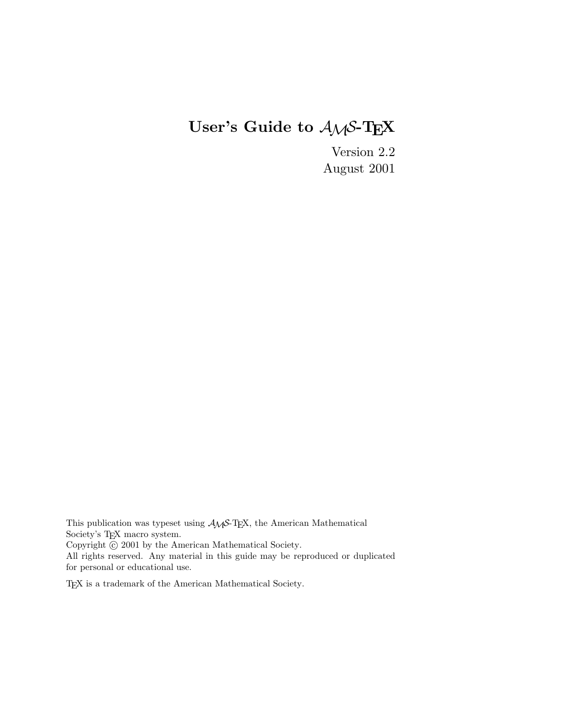# User's Guide to $\mathcal{A}\mathcal{M}\mathcal{S}$-TEX

Version 2.2
August 2001

This publication was typeset using $\mathcal{A}\mathcal{M}\mathcal{S}$-TEX, the American Mathematical Society's TEX macro system.
Copyright © 2001 by the American Mathematical Society.
All rights reserved. Any material in this guide may be reproduced or duplicated for personal or educational use.

TEX is a trademark of the American Mathematical Society.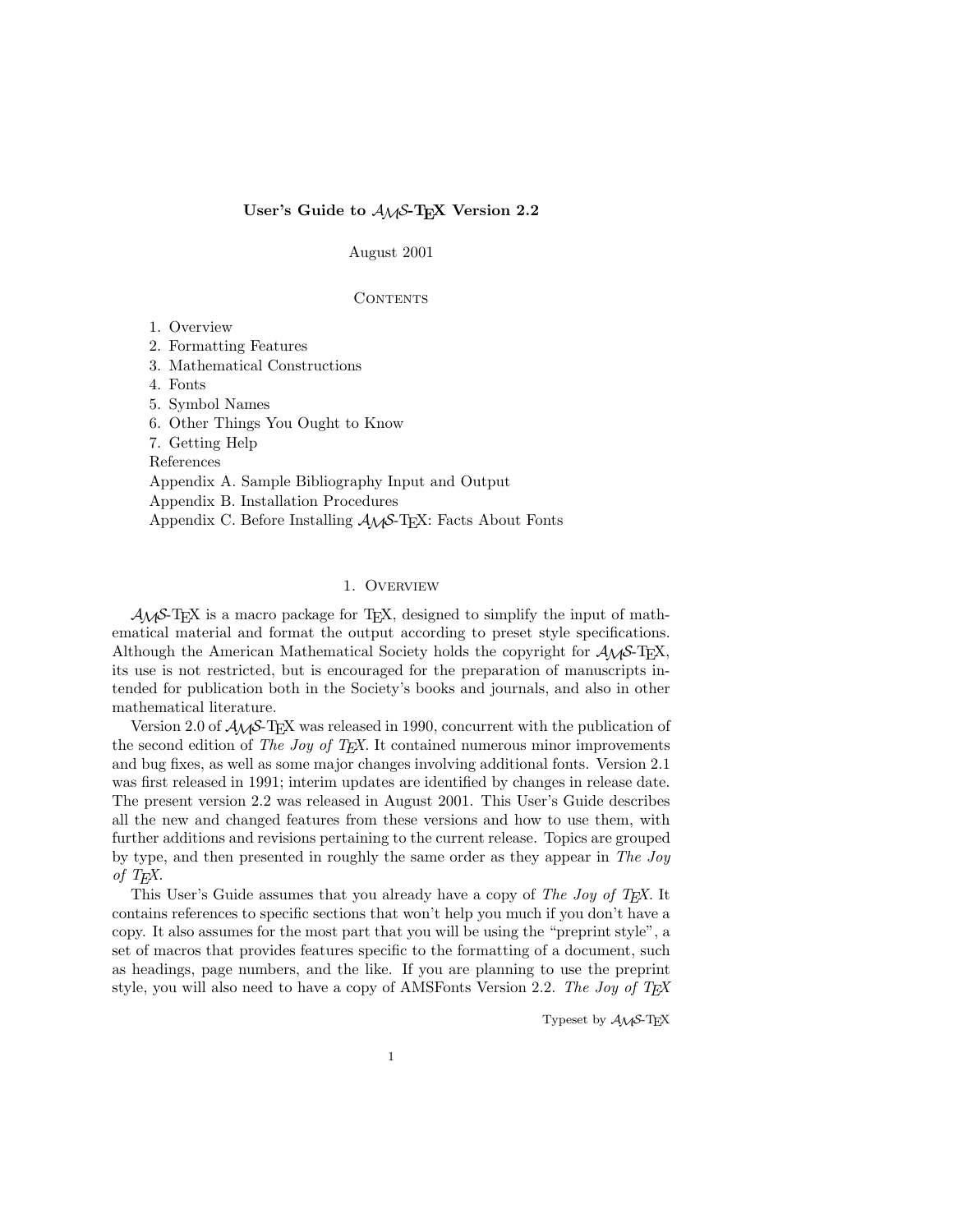**User's Guide to $\mathcal{A}\mathcal{M}\mathcal{S}$-TEX Version 2.2**

August 2001

## Contents

1. Overview
2. Formatting Features
3. Mathematical Constructions
4. Fonts
5. Symbol Names
6. Other Things You Ought to Know
7. Getting Help

References
Appendix A. Sample Bibliography Input and Output
Appendix B. Installation Procedures
Appendix C. Before Installing $\mathcal{A}\mathcal{M}\mathcal{S}$-TEX: Facts About Fonts

## 1. Overview

$\mathcal{A}\mathcal{M}\mathcal{S}$-TEX is a macro package for TEX, designed to simplify the input of mathematical material and format the output according to preset style specifications. Although the American Mathematical Society holds the copyright for $\mathcal{A}\mathcal{M}\mathcal{S}$-TEX, its use is not restricted, but is encouraged for the preparation of manuscripts intended for publication both in the Society's books and journals, and also in other mathematical literature.

Version 2.0 of $\mathcal{A}\mathcal{M}\mathcal{S}$-TEX was released in 1990, concurrent with the publication of the second edition of *The Joy of TEX*. It contained numerous minor improvements and bug fixes, as well as some major changes involving additional fonts. Version 2.1 was first released in 1991; interim updates are identified by changes in release date. The present version 2.2 was released in August 2001. This User's Guide describes all the new and changed features from these versions and how to use them, with further additions and revisions pertaining to the current release. Topics are grouped by type, and then presented in roughly the same order as they appear in *The Joy of TEX*.

This User's Guide assumes that you already have a copy of *The Joy of TEX*. It contains references to specific sections that won't help you much if you don't have a copy. It also assumes for the most part that you will be using the "preprint style", a set of macros that provides features specific to the formatting of a document, such as headings, page numbers, and the like. If you are planning to use the preprint style, you will also need to have a copy of AMSFonts Version 2.2. *The Joy of TEX*

Typeset by $\mathcal{A}\mathcal{M}\mathcal{S}$-TEX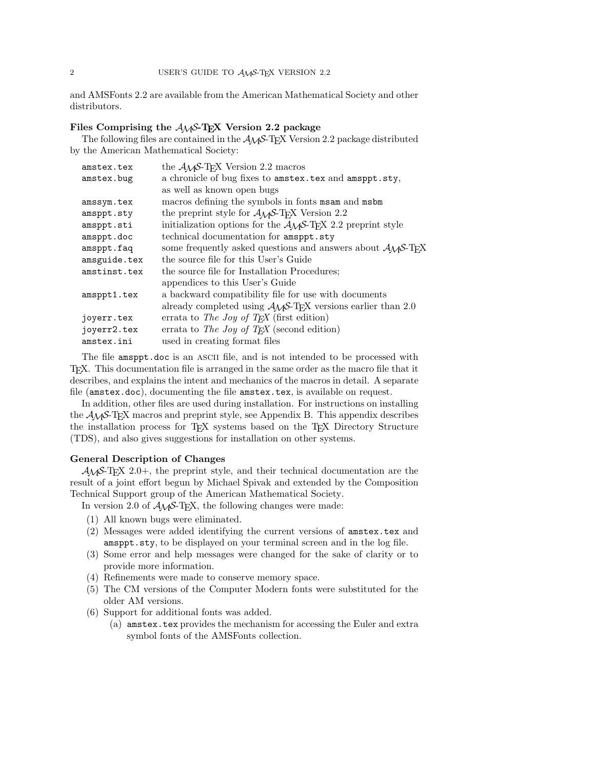and AMSFonts 2.2 are available from the American Mathematical Society and other distributors.

### Files Comprising the AMS-TeX Version 2.2 package

The following files are contained in the AMS-TeX Version 2.2 package distributed by the American Mathematical Society:

| | |
|---|---|
| `amstex.tex` | the AMS-TeX Version 2.2 macros |
| `amstex.bug` | a chronicle of bug fixes to `amstex.tex` and `amsppt.sty`, as well as known open bugs |
| `amssym.tex` | macros defining the symbols in fonts `msam` and `msbm` |
| `amsppt.sty` | the preprint style for AMS-TeX Version 2.2 |
| `amsppt.sti` | initialization options for the AMS-TeX 2.2 preprint style |
| `amsppt.doc` | technical documentation for `amsppt.sty` |
| `amsppt.faq` | some frequently asked questions and answers about AMS-TeX |
| `amsguide.tex` | the source file for this User's Guide |
| `amstinst.tex` | the source file for Installation Procedures; appendices to this User's Guide |
| `amsppt1.tex` | a backward compatibility file for use with documents already completed using AMS-TeX versions earlier than 2.0 |
| `joyerr.tex` | errata to *The Joy of TeX* (first edition) |
| `joyerr2.tex` | errata to *The Joy of TeX* (second edition) |
| `amstex.ini` | used in creating format files |

The file `amsppt.doc` is an ASCII file, and is not intended to be processed with TeX. This documentation file is arranged in the same order as the macro file that it describes, and explains the intent and mechanics of the macros in detail. A separate file (`amstex.doc`), documenting the file `amstex.tex`, is available on request.

In addition, other files are used during installation. For instructions on installing the AMS-TeX macros and preprint style, see Appendix B. This appendix describes the installation process for TeX systems based on the TeX Directory Structure (TDS), and also gives suggestions for installation on other systems.

### General Description of Changes

AMS-TeX 2.0+, the preprint style, and their technical documentation are the result of a joint effort begun by Michael Spivak and extended by the Composition Technical Support group of the American Mathematical Society.

In version 2.0 of AMS-TeX, the following changes were made:

1. All known bugs were eliminated.
2. Messages were added identifying the current versions of `amstex.tex` and `amsppt.sty`, to be displayed on your terminal screen and in the log file.
3. Some error and help messages were changed for the sake of clarity or to provide more information.
4. Refinements were made to conserve memory space.
5. The CM versions of the Computer Modern fonts were substituted for the older AM versions.
6. Support for additional fonts was added.
   - (a) `amstex.tex` provides the mechanism for accessing the Euler and extra symbol fonts of the AMSFonts collection.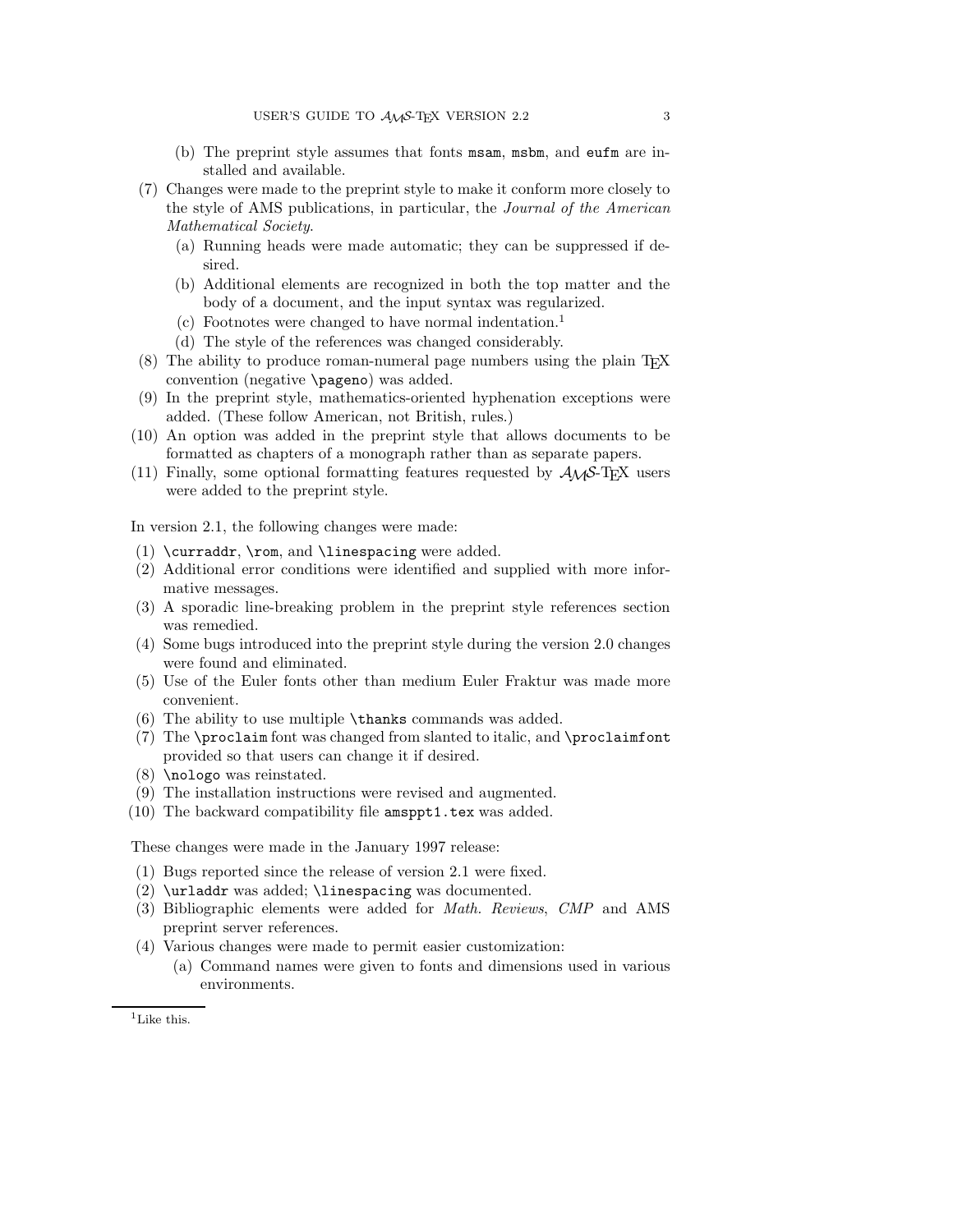(b) The preprint style assumes that fonts `msam`, `msbm`, and `eufm` are installed and available.

(7) Changes were made to the preprint style to make it conform more closely to the style of AMS publications, in particular, the *Journal of the American Mathematical Society*.
   (a) Running heads were made automatic; they can be suppressed if desired.
   (b) Additional elements are recognized in both the top matter and the body of a document, and the input syntax was regularized.
   (c) Footnotes were changed to have normal indentation.[1]
   (d) The style of the references was changed considerably.

(8) The ability to produce roman-numeral page numbers using the plain TeX convention (negative `\pageno`) was added.

(9) In the preprint style, mathematics-oriented hyphenation exceptions were added. (These follow American, not British, rules.)

(10) An option was added in the preprint style that allows documents to be formatted as chapters of a monograph rather than as separate papers.

(11) Finally, some optional formatting features requested by AMS-TeX users were added to the preprint style.

In version 2.1, the following changes were made:

(1) `\curraddr`, `\rom`, and `\linespacing` were added.
(2) Additional error conditions were identified and supplied with more informative messages.
(3) A sporadic line-breaking problem in the preprint style references section was remedied.
(4) Some bugs introduced into the preprint style during the version 2.0 changes were found and eliminated.
(5) Use of the Euler fonts other than medium Euler Fraktur was made more convenient.
(6) The ability to use multiple `\thanks` commands was added.
(7) The `\proclaim` font was changed from slanted to italic, and `\proclaimfont` provided so that users can change it if desired.
(8) `\nologo` was reinstated.
(9) The installation instructions were revised and augmented.
(10) The backward compatibility file `amsppt1.tex` was added.

These changes were made in the January 1997 release:

(1) Bugs reported since the release of version 2.1 were fixed.
(2) `\urladdr` was added; `\linespacing` was documented.
(3) Bibliographic elements were added for *Math. Reviews*, *CMP* and AMS preprint server references.
(4) Various changes were made to permit easier customization:
   (a) Command names were given to fonts and dimensions used in various environments.

[1] Like this.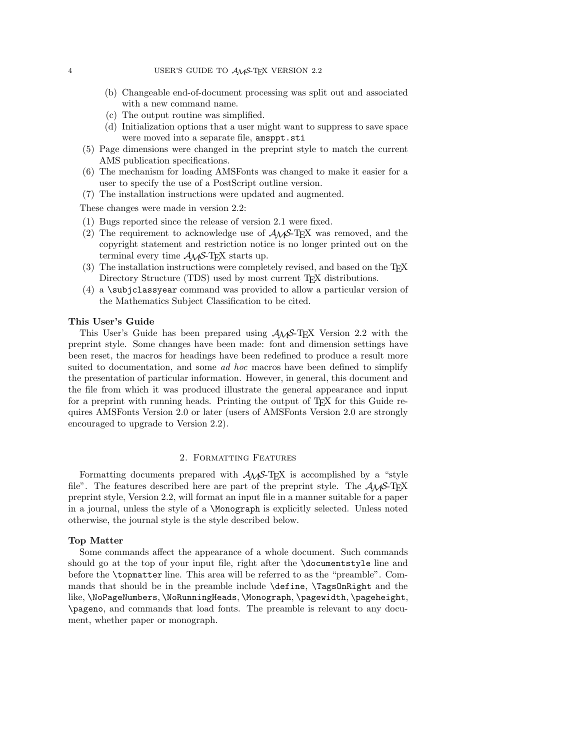(b) Changeable end-of-document processing was split out and associated with a new command name.
   (c) The output routine was simplified.
   (d) Initialization options that a user might want to suppress to save space were moved into a separate file, `amsppt.sti`
(5) Page dimensions were changed in the preprint style to match the current AMS publication specifications.
(6) The mechanism for loading AMSFonts was changed to make it easier for a user to specify the use of a PostScript outline version.
(7) The installation instructions were updated and augmented.

These changes were made in version 2.2:

(1) Bugs reported since the release of version 2.1 were fixed.
(2) The requirement to acknowledge use of AMS-TeX was removed, and the copyright statement and restriction notice is no longer printed out on the terminal every time AMS-TeX starts up.
(3) The installation instructions were completely revised, and based on the TeX Directory Structure (TDS) used by most current TeX distributions.
(4) a `\subjclassyear` command was provided to allow a particular version of the Mathematics Subject Classification to be cited.

**This User's Guide**

This User's Guide has been prepared using AMS-TeX Version 2.2 with the preprint style. Some changes have been made: font and dimension settings have been reset, the macros for headings have been redefined to produce a result more suited to documentation, and some *ad hoc* macros have been defined to simplify the presentation of particular information. However, in general, this document and the file from which it was produced illustrate the general appearance and input for a preprint with running heads. Printing the output of TeX for this Guide requires AMSFonts Version 2.0 or later (users of AMSFonts Version 2.0 are strongly encouraged to upgrade to Version 2.2).

## 2. Formatting Features

Formatting documents prepared with AMS-TeX is accomplished by a "style file". The features described here are part of the preprint style. The AMS-TeX preprint style, Version 2.2, will format an input file in a manner suitable for a paper in a journal, unless the style of a `\Monograph` is explicitly selected. Unless noted otherwise, the journal style is the style described below.

**Top Matter**

Some commands affect the appearance of a whole document. Such commands should go at the top of your input file, right after the `\documentstyle` line and before the `\topmatter` line. This area will be referred to as the "preamble". Commands that should be in the preamble include `\define`, `\TagsOnRight` and the like, `\NoPageNumbers`, `\NoRunningHeads`, `\Monograph`, `\pagewidth`, `\pageheight`, `\pageno`, and commands that load fonts. The preamble is relevant to any document, whether paper or monograph.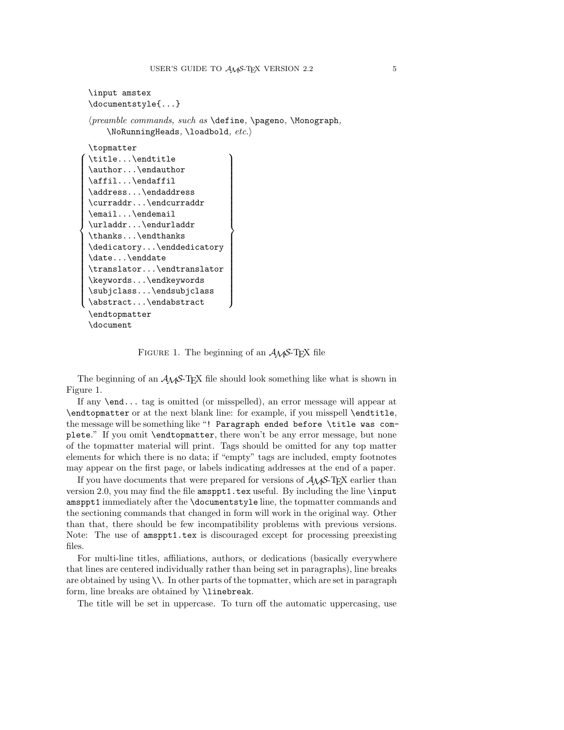```
\input amstex
\documentstyle{...}

⟨preamble commands, such as \define, \pageno, \Monograph,
    \NoRunningHeads, \loadbold, etc.⟩

\topmatter
  \title...\endtitle
  \author...\endauthor
  \affil...\endaffil
  \address...\endaddress
  \curraddr...\endcurraddr
  \email...\endemail
  \urladdr...\endurladdr
  \thanks...\endthanks
  \dedicatory...\enddedicatory
  \date...\enddate
  \translator...\endtranslator
  \keywords...\endkeywords
  \subjclass...\endsubjclass
  \abstract...\endabstract
\endtopmatter
\document
```

Figure 1. The beginning of an $\mathcal{A}\mathcal{M}\mathcal{S}$-TeX file

The beginning of an $\mathcal{A}\mathcal{M}\mathcal{S}$-TeX file should look something like what is shown in Figure 1.

If any `\end...` tag is omitted (or misspelled), an error message will appear at `\endtopmatter` or at the next blank line: for example, if you misspell `\endtitle`, the message will be something like "`! Paragraph ended before \title was complete`." If you omit `\endtopmatter`, there won't be any error message, but none of the topmatter material will print. Tags should be omitted for any top matter elements for which there is no data; if "empty" tags are included, empty footnotes may appear on the first page, or labels indicating addresses at the end of a paper.

If you have documents that were prepared for versions of $\mathcal{A}\mathcal{M}\mathcal{S}$-TeX earlier than version 2.0, you may find the file `amsppt1.tex` useful. By including the line `\input amsppt1` immediately after the `\documentstyle` line, the topmatter commands and the sectioning commands that changed in form will work in the original way. Other than that, there should be few incompatibility problems with previous versions. Note: The use of `amsppt1.tex` is discouraged except for processing preexisting files.

For multi-line titles, affiliations, authors, or dedications (basically everywhere that lines are centered individually rather than being set in paragraphs), line breaks are obtained by using `\\`. In other parts of the topmatter, which are set in paragraph form, line breaks are obtained by `\linebreak`.

The title will be set in uppercase. To turn off the automatic uppercasing, use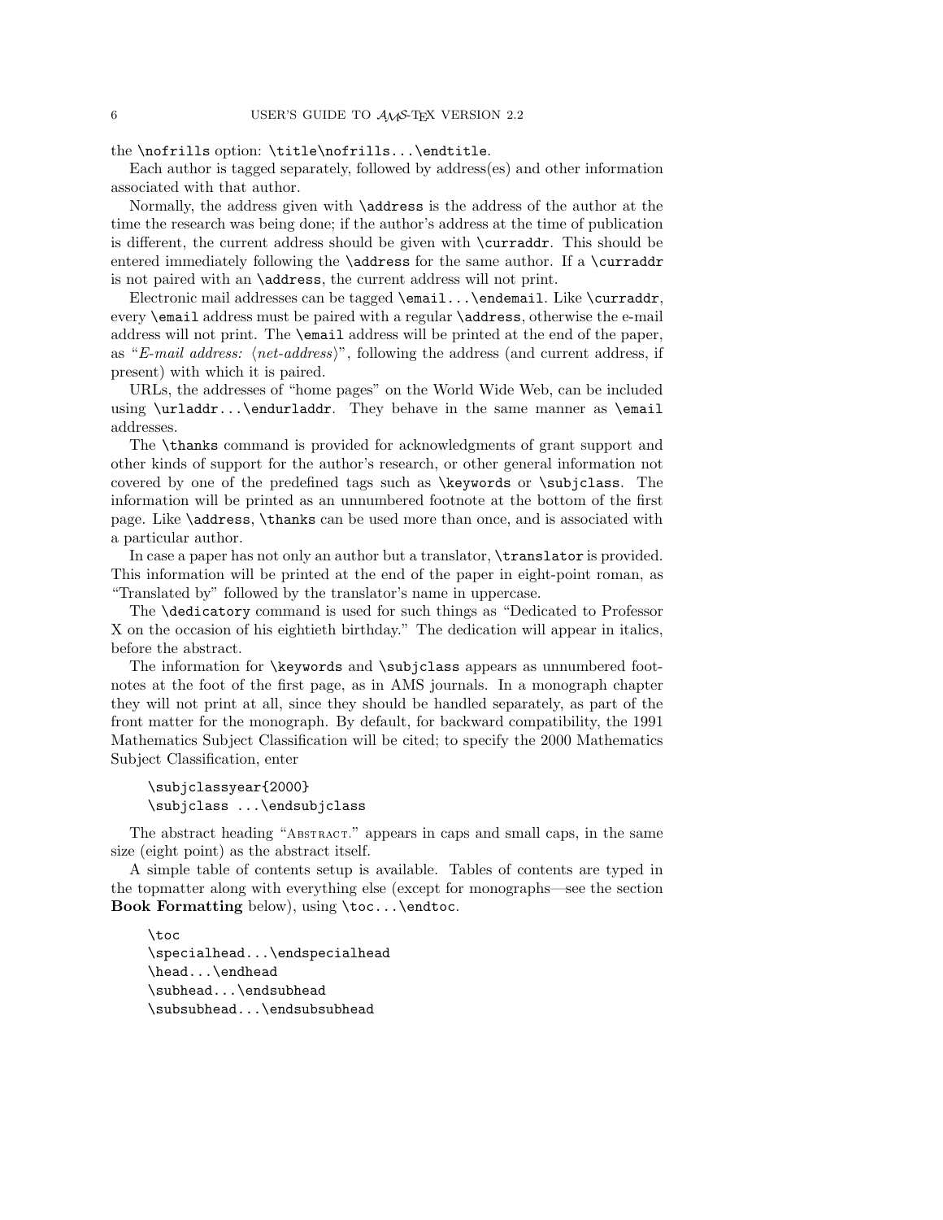the `\nofrills` option: `\title\nofrills...\endtitle`.

Each author is tagged separately, followed by address(es) and other information associated with that author.

Normally, the address given with `\address` is the address of the author at the time the research was being done; if the author's address at the time of publication is different, the current address should be given with `\curraddr`. This should be entered immediately following the `\address` for the same author. If a `\curraddr` is not paired with an `\address`, the current address will not print.

Electronic mail addresses can be tagged `\email...\endemail`. Like `\curraddr`, every `\email` address must be paired with a regular `\address`, otherwise the e-mail address will not print. The `\email` address will be printed at the end of the paper, as "*E-mail address:* ⟨*net-address*⟩", following the address (and current address, if present) with which it is paired.

URLs, the addresses of "home pages" on the World Wide Web, can be included using `\urladdr...\endurladdr`. They behave in the same manner as `\email` addresses.

The `\thanks` command is provided for acknowledgments of grant support and other kinds of support for the author's research, or other general information not covered by one of the predefined tags such as `\keywords` or `\subjclass`. The information will be printed as an unnumbered footnote at the bottom of the first page. Like `\address`, `\thanks` can be used more than once, and is associated with a particular author.

In case a paper has not only an author but a translator, `\translator` is provided. This information will be printed at the end of the paper in eight-point roman, as "Translated by" followed by the translator's name in uppercase.

The `\dedicatory` command is used for such things as "Dedicated to Professor X on the occasion of his eightieth birthday." The dedication will appear in italics, before the abstract.

The information for `\keywords` and `\subjclass` appears as unnumbered footnotes at the foot of the first page, as in AMS journals. In a monograph chapter they will not print at all, since they should be handled separately, as part of the front matter for the monograph. By default, for backward compatibility, the 1991 Mathematics Subject Classification will be cited; to specify the 2000 Mathematics Subject Classification, enter

```
\subjclassyear{2000}
\subjclass ...\endsubjclass
```

The abstract heading "Abstract." appears in caps and small caps, in the same size (eight point) as the abstract itself.

A simple table of contents setup is available. Tables of contents are typed in the topmatter along with everything else (except for monographs—see the section **Book Formatting** below), using `\toc...\endtoc`.

```
\toc
\specialhead...\endspecialhead
\head...\endhead
\subhead...\endsubhead
\subsubhead...\endsubsubhead
```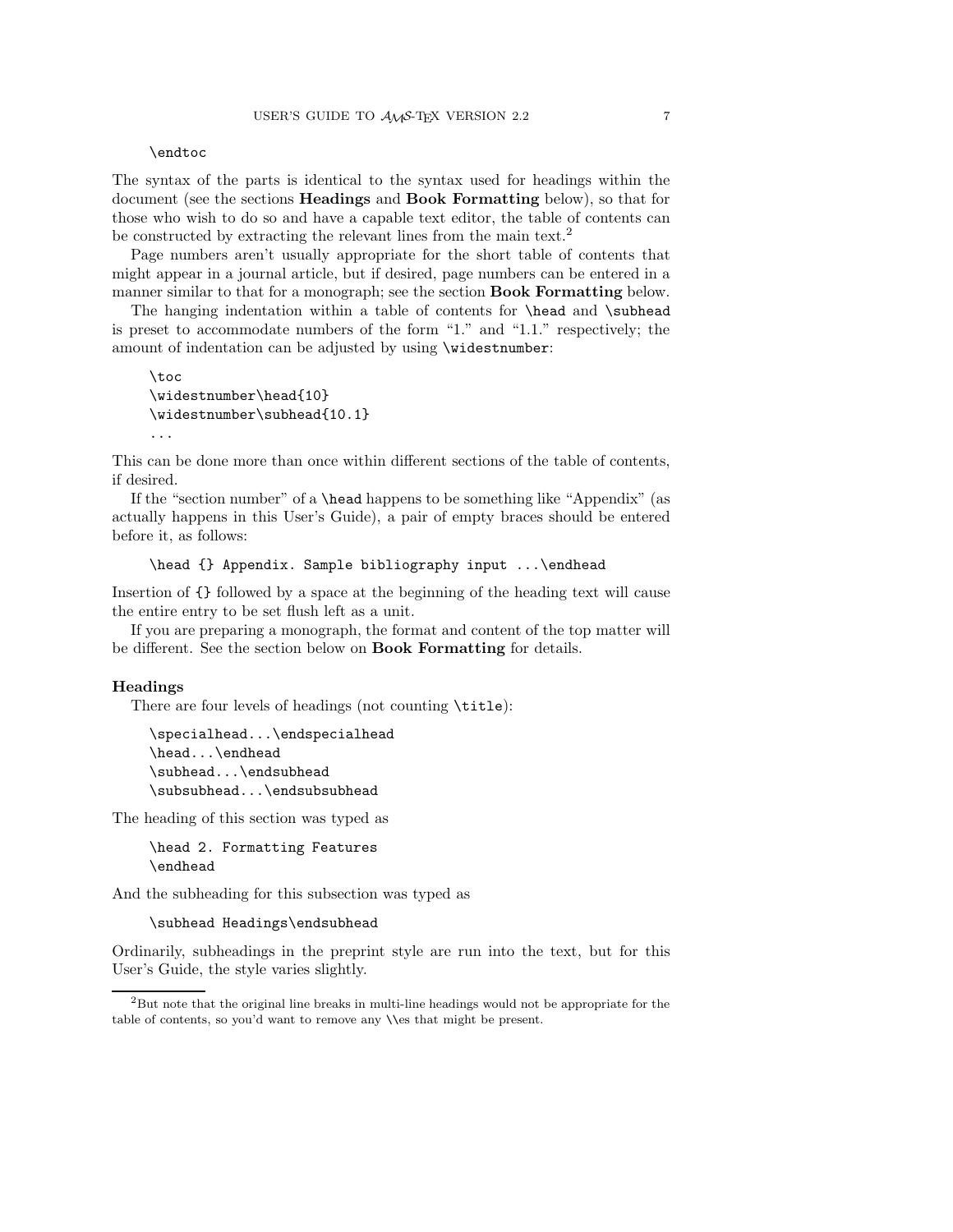```
\endtoc
```

The syntax of the parts is identical to the syntax used for headings within the document (see the sections **Headings** and **Book Formatting** below), so that for those who wish to do so and have a capable text editor, the table of contents can be constructed by extracting the relevant lines from the main text.[2]

Page numbers aren't usually appropriate for the short table of contents that might appear in a journal article, but if desired, page numbers can be entered in a manner similar to that for a monograph; see the section **Book Formatting** below.

The hanging indentation within a table of contents for `\head` and `\subhead` is preset to accommodate numbers of the form "1." and "1.1." respectively; the amount of indentation can be adjusted by using `\widestnumber`:

```
\toc
\widestnumber\head{10}
\widestnumber\subhead{10.1}
...
```

This can be done more than once within different sections of the table of contents, if desired.

If the "section number" of a `\head` happens to be something like "Appendix" (as actually happens in this User's Guide), a pair of empty braces should be entered before it, as follows:

```
\head {} Appendix. Sample bibliography input ...\endhead
```

Insertion of `{}` followed by a space at the beginning of the heading text will cause the entire entry to be set flush left as a unit.

If you are preparing a monograph, the format and content of the top matter will be different. See the section below on **Book Formatting** for details.

### Headings

There are four levels of headings (not counting `\title`):

```
\specialhead...\endspecialhead
\head...\endhead
\subhead...\endsubhead
\subsubhead...\endsubsubhead
```

The heading of this section was typed as

```
\head 2. Formatting Features
\endhead
```

And the subheading for this subsection was typed as

```
\subhead Headings\endsubhead
```

Ordinarily, subheadings in the preprint style are run into the text, but for this User's Guide, the style varies slightly.

---

[2] But note that the original line breaks in multi-line headings would not be appropriate for the table of contents, so you'd want to remove any `\\`es that might be present.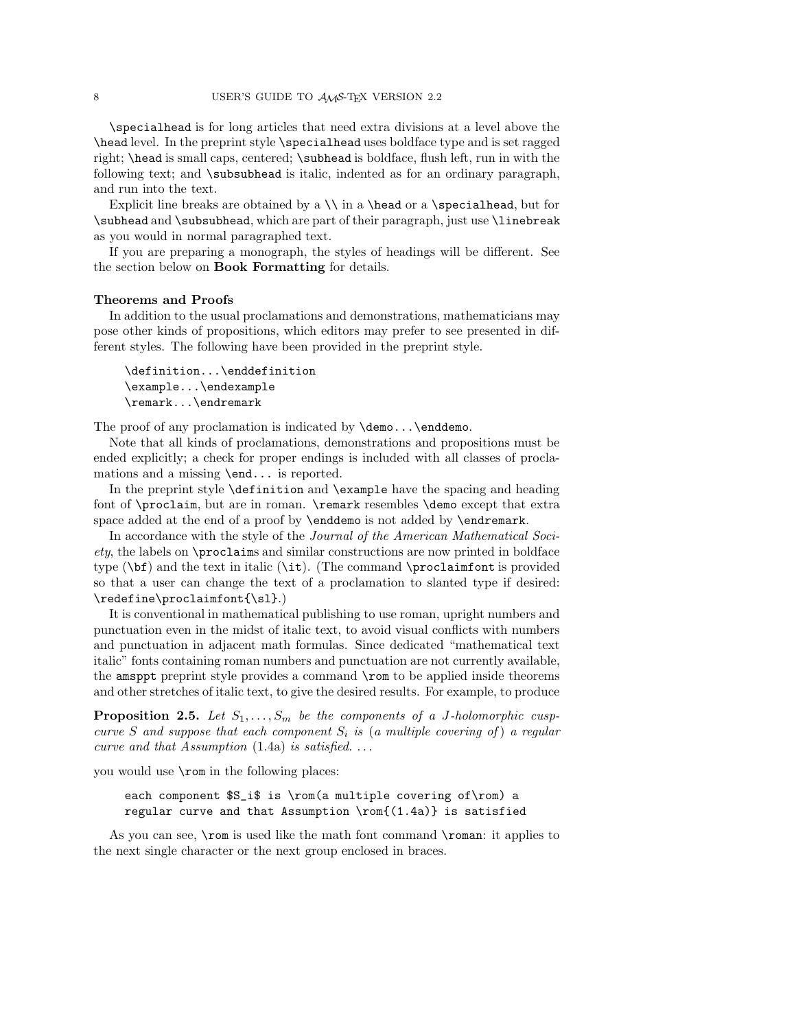`\specialhead` is for long articles that need extra divisions at a level above the `\head` level. In the preprint style `\specialhead` uses boldface type and is set ragged right; `\head` is small caps, centered; `\subhead` is boldface, flush left, run in with the following text; and `\subsubhead` is italic, indented as for an ordinary paragraph, and run into the text.

Explicit line breaks are obtained by a `\\` in a `\head` or a `\specialhead`, but for `\subhead` and `\subsubhead`, which are part of their paragraph, just use `\linebreak` as you would in normal paragraphed text.

If you are preparing a monograph, the styles of headings will be different. See the section below on **Book Formatting** for details.

### Theorems and Proofs

In addition to the usual proclamations and demonstrations, mathematicians may pose other kinds of propositions, which editors may prefer to see presented in different styles. The following have been provided in the preprint style.

```
\definition...\enddefinition
\example...\endexample
\remark...\endremark
```

The proof of any proclamation is indicated by `\demo...\enddemo`.

Note that all kinds of proclamations, demonstrations and propositions must be ended explicitly; a check for proper endings is included with all classes of proclamations and a missing `\end...` is reported.

In the preprint style `\definition` and `\example` have the spacing and heading font of `\proclaim`, but are in roman. `\remark` resembles `\demo` except that extra space added at the end of a proof by `\enddemo` is not added by `\endremark`.

In accordance with the style of the *Journal of the American Mathematical Society*, the labels on `\proclaim`s and similar constructions are now printed in boldface type (`\bf`) and the text in italic (`\it`). (The command `\proclaimfont` is provided so that a user can change the text of a proclamation to slanted type if desired: `\redefine\proclaimfont{\sl}`.)

It is conventional in mathematical publishing to use roman, upright numbers and punctuation even in the midst of italic text, to avoid visual conflicts with numbers and punctuation in adjacent math formulas. Since dedicated "mathematical text italic" fonts containing roman numbers and punctuation are not currently available, the `amsppt` preprint style provides a command `\rom` to be applied inside theorems and other stretches of italic text, to give the desired results. For example, to produce

**Proposition 2.5.** *Let $S_1, \dots, S_m$ be the components of a $J$-holomorphic cusp-curve $S$ and suppose that each component $S_i$ is* (*a multiple covering of*) *a regular curve and that Assumption* (1.4a) *is satisfied. ...*

you would use `\rom` in the following places:

```
each component $S_i$ is \rom(a multiple covering of\rom) a
regular curve and that Assumption \rom{(1.4a)} is satisfied
```

As you can see, `\rom` is used like the math font command `\roman`: it applies to the next single character or the next group enclosed in braces.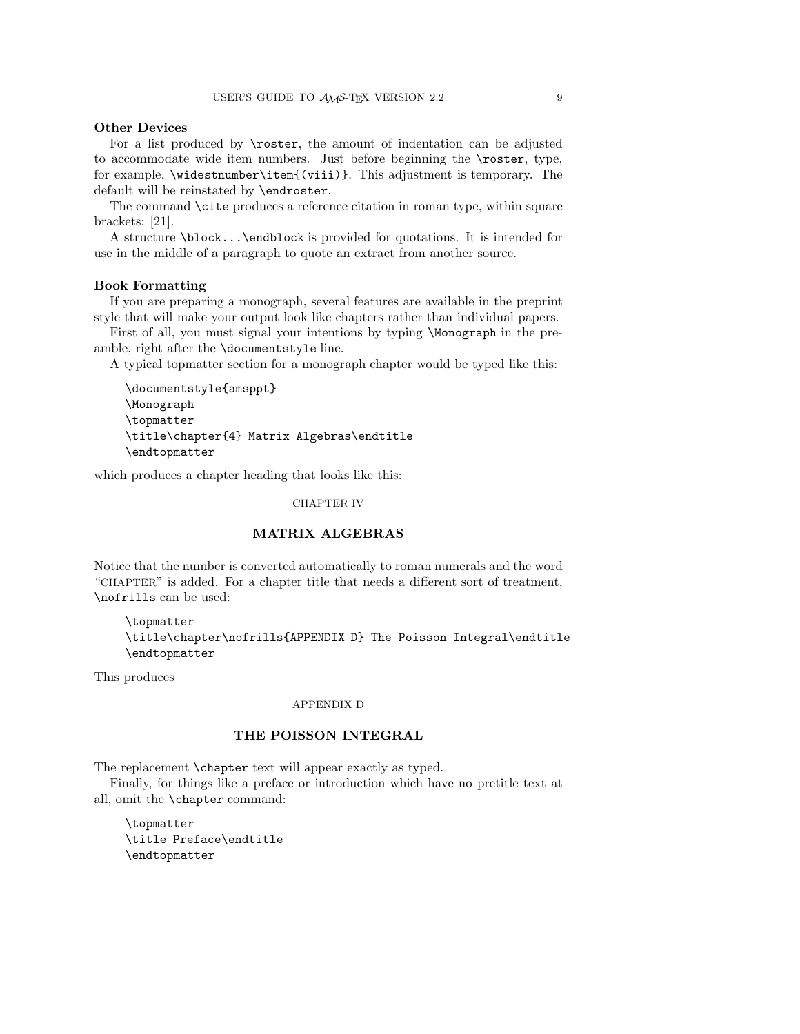### Other Devices

For a list produced by `\roster`, the amount of indentation can be adjusted to accommodate wide item numbers. Just before beginning the `\roster`, type, for example, `\widestnumber\item{(viii)}`. This adjustment is temporary. The default will be reinstated by `\endroster`.

The command `\cite` produces a reference citation in roman type, within square brackets: [21].

A structure `\block...\endblock` is provided for quotations. It is intended for use in the middle of a paragraph to quote an extract from another source.

### Book Formatting

If you are preparing a monograph, several features are available in the preprint style that will make your output look like chapters rather than individual papers.

First of all, you must signal your intentions by typing `\Monograph` in the preamble, right after the `\documentstyle` line.

A typical topmatter section for a monograph chapter would be typed like this:

```
\documentstyle{amsppt}
\Monograph
\topmatter
\title\chapter{4} Matrix Algebras\endtitle
\endtopmatter
```

which produces a chapter heading that looks like this:

CHAPTER IV

**MATRIX ALGEBRAS**

Notice that the number is converted automatically to roman numerals and the word "CHAPTER" is added. For a chapter title that needs a different sort of treatment, `\nofrills` can be used:

```
\topmatter
\title\chapter\nofrills{APPENDIX D} The Poisson Integral\endtitle
\endtopmatter
```

This produces

APPENDIX D

**THE POISSON INTEGRAL**

The replacement `\chapter` text will appear exactly as typed.

Finally, for things like a preface or introduction which have no pretitle text at all, omit the `\chapter` command:

```
\topmatter
\title Preface\endtitle
\endtopmatter
```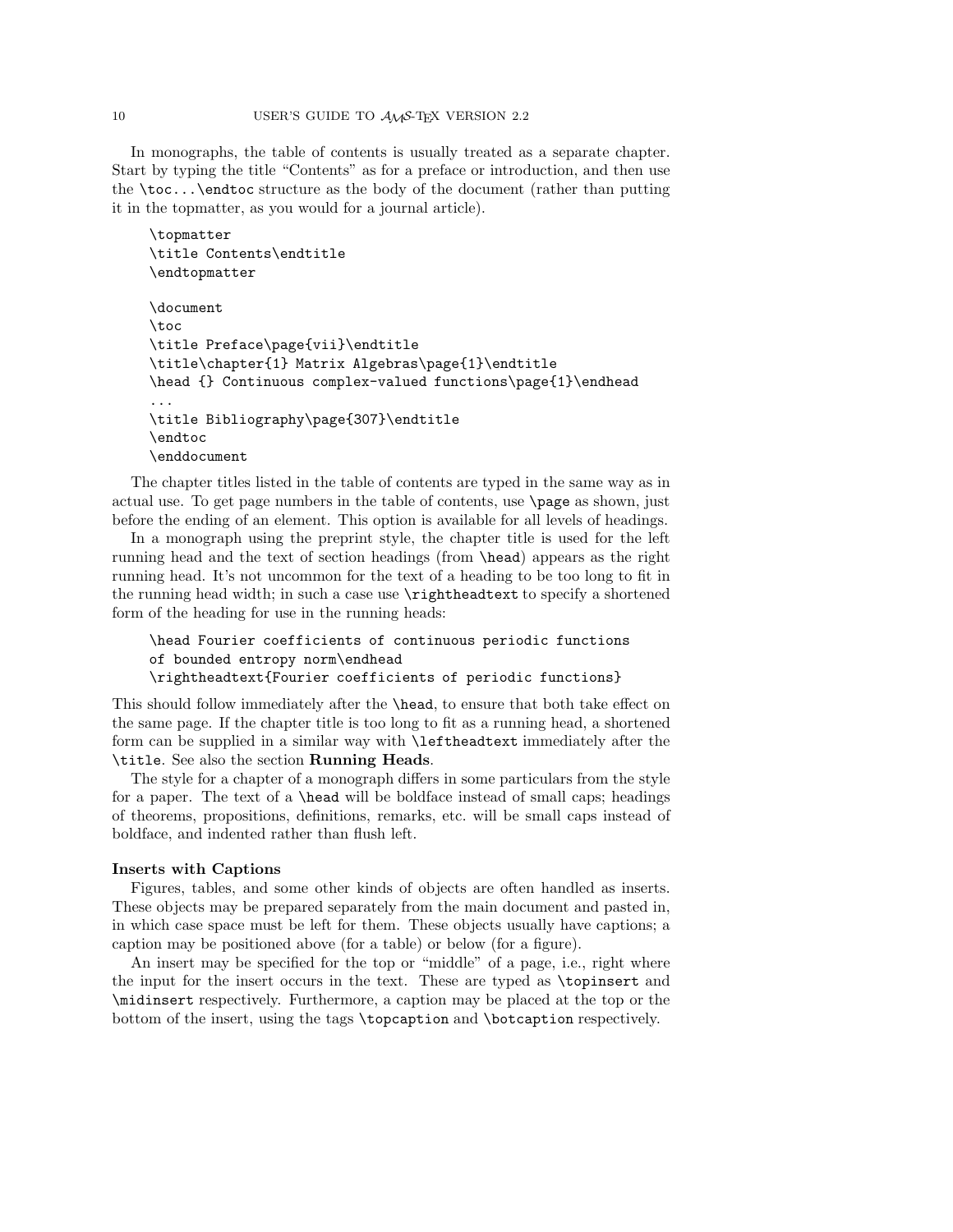In monographs, the table of contents is usually treated as a separate chapter. Start by typing the title "Contents" as for a preface or introduction, and then use the `\toc...\endtoc` structure as the body of the document (rather than putting it in the topmatter, as you would for a journal article).

```
\topmatter
\title Contents\endtitle
\endtopmatter

\document
\toc
\title Preface\page{vii}\endtitle
\title\chapter{1} Matrix Algebras\page{1}\endtitle
\head {} Continuous complex-valued functions\page{1}\endhead
...
\title Bibliography\page{307}\endtitle
\endtoc
\enddocument
```

The chapter titles listed in the table of contents are typed in the same way as in actual use. To get page numbers in the table of contents, use `\page` as shown, just before the ending of an element. This option is available for all levels of headings.

In a monograph using the preprint style, the chapter title is used for the left running head and the text of section headings (from `\head`) appears as the right running head. It's not uncommon for the text of a heading to be too long to fit in the running head width; in such a case use `\rightheadtext` to specify a shortened form of the heading for use in the running heads:

```
\head Fourier coefficients of continuous periodic functions
of bounded entropy norm\endhead
\rightheadtext{Fourier coefficients of periodic functions}
```

This should follow immediately after the `\head`, to ensure that both take effect on the same page. If the chapter title is too long to fit as a running head, a shortened form can be supplied in a similar way with `\leftheadtext` immediately after the `\title`. See also the section **Running Heads**.

The style for a chapter of a monograph differs in some particulars from the style for a paper. The text of a `\head` will be boldface instead of small caps; headings of theorems, propositions, definitions, remarks, etc. will be small caps instead of boldface, and indented rather than flush left.

### Inserts with Captions

Figures, tables, and some other kinds of objects are often handled as inserts. These objects may be prepared separately from the main document and pasted in, in which case space must be left for them. These objects usually have captions; a caption may be positioned above (for a table) or below (for a figure).

An insert may be specified for the top or "middle" of a page, i.e., right where the input for the insert occurs in the text. These are typed as `\topinsert` and `\midinsert` respectively. Furthermore, a caption may be placed at the top or the bottom of the insert, using the tags `\topcaption` and `\botcaption` respectively.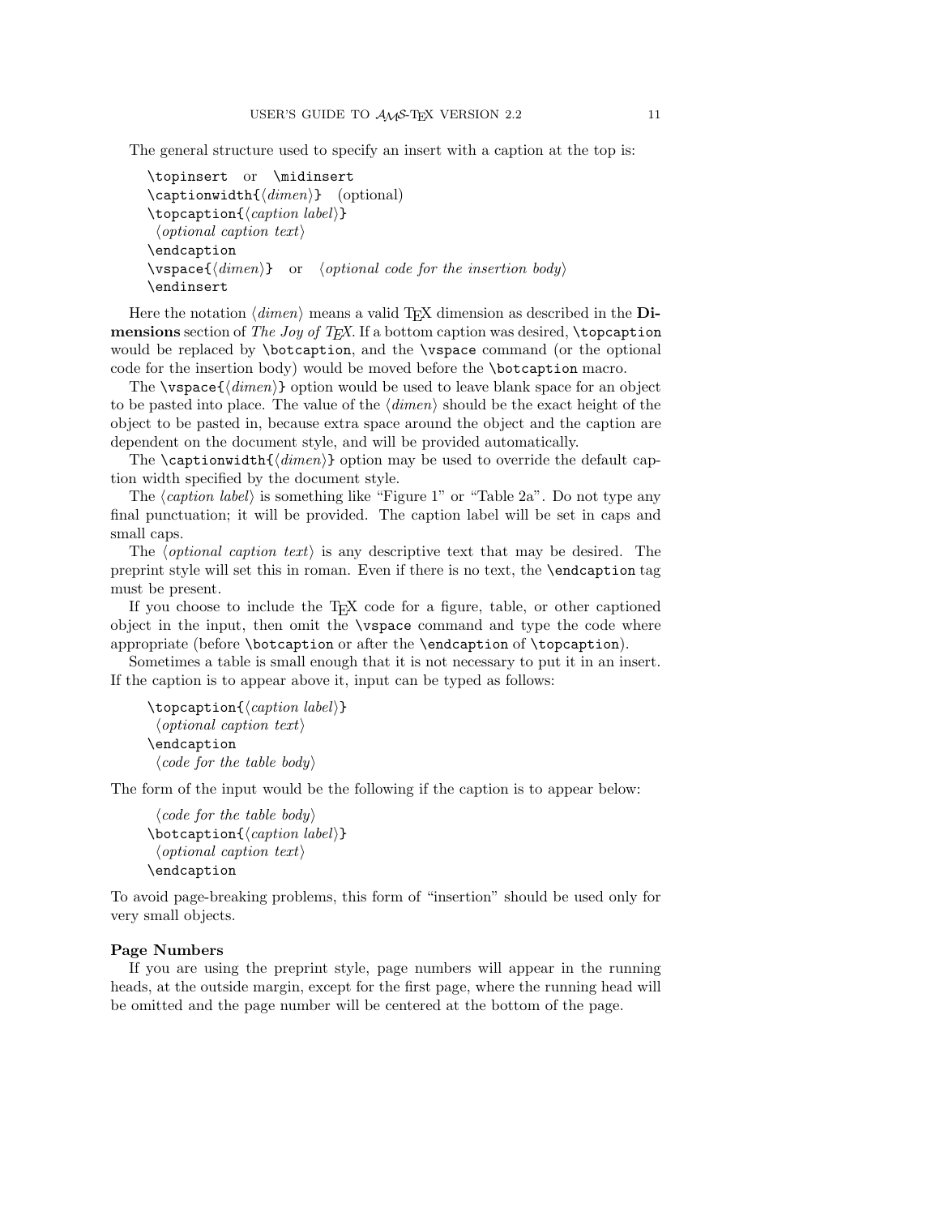The general structure used to specify an insert with a caption at the top is:

```
\topinsert  or  \midinsert
\captionwidth{⟨dimen⟩}  (optional)
\topcaption{⟨caption label⟩}
 ⟨optional caption text⟩
\endcaption
\vspace{⟨dimen⟩}  or  ⟨optional code for the insertion body⟩
\endinsert
```

Here the notation ⟨*dimen*⟩ means a valid TEX dimension as described in the **Dimensions** section of *The Joy of TEX*. If a bottom caption was desired, `\topcaption` would be replaced by `\botcaption`, and the `\vspace` command (or the optional code for the insertion body) would be moved before the `\botcaption` macro.

The `\vspace{`⟨*dimen*⟩`}` option would be used to leave blank space for an object to be pasted into place. The value of the ⟨*dimen*⟩ should be the exact height of the object to be pasted in, because extra space around the object and the caption are dependent on the document style, and will be provided automatically.

The `\captionwidth{`⟨*dimen*⟩`}` option may be used to override the default caption width specified by the document style.

The ⟨*caption label*⟩ is something like "Figure 1" or "Table 2a". Do not type any final punctuation; it will be provided. The caption label will be set in caps and small caps.

The ⟨*optional caption text*⟩ is any descriptive text that may be desired. The preprint style will set this in roman. Even if there is no text, the `\endcaption` tag must be present.

If you choose to include the TEX code for a figure, table, or other captioned object in the input, then omit the `\vspace` command and type the code where appropriate (before `\botcaption` or after the `\endcaption` of `\topcaption`).

Sometimes a table is small enough that it is not necessary to put it in an insert. If the caption is to appear above it, input can be typed as follows:

```
\topcaption{⟨caption label⟩}
 ⟨optional caption text⟩
\endcaption
 ⟨code for the table body⟩
```

The form of the input would be the following if the caption is to appear below:

```
 ⟨code for the table body⟩
\botcaption{⟨caption label⟩}
 ⟨optional caption text⟩
\endcaption
```

To avoid page-breaking problems, this form of "insertion" should be used only for very small objects.

**Page Numbers**

If you are using the preprint style, page numbers will appear in the running heads, at the outside margin, except for the first page, where the running head will be omitted and the page number will be centered at the bottom of the page.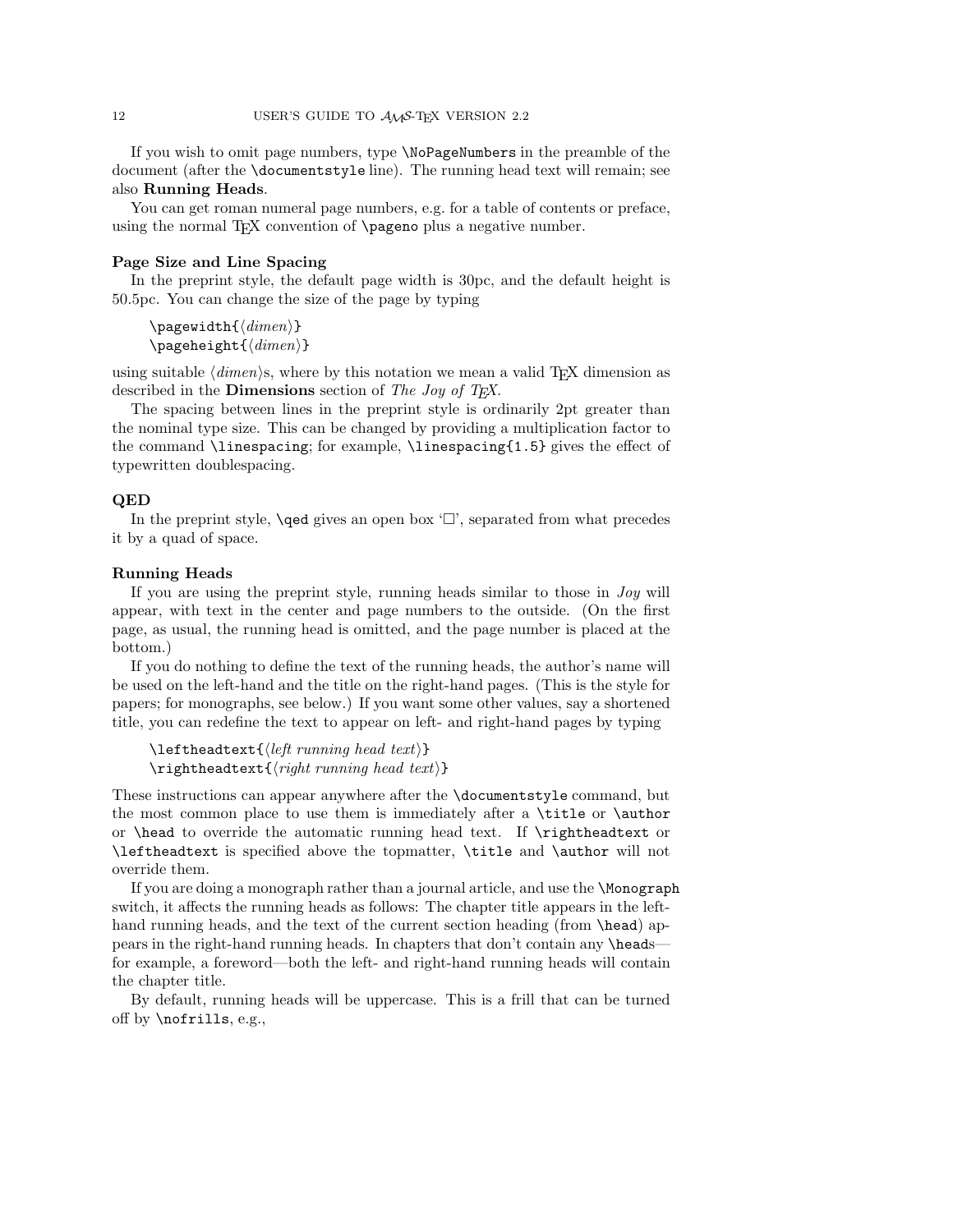If you wish to omit page numbers, type `\NoPageNumbers` in the preamble of the document (after the `\documentstyle` line). The running head text will remain; see also **Running Heads**.

You can get roman numeral page numbers, e.g. for a table of contents or preface, using the normal TeX convention of `\pageno` plus a negative number.

**Page Size and Line Spacing**

In the preprint style, the default page width is 30pc, and the default height is 50.5pc. You can change the size of the page by typing

```
\pagewidth{⟨dimen⟩}
\pageheight{⟨dimen⟩}
```

using suitable ⟨*dimen*⟩s, where by this notation we mean a valid TeX dimension as described in the **Dimensions** section of *The Joy of TeX*.

The spacing between lines in the preprint style is ordinarily 2pt greater than the nominal type size. This can be changed by providing a multiplication factor to the command `\linespacing`; for example, `\linespacing{1.5}` gives the effect of typewritten doublespacing.

**QED**

In the preprint style, `\qed` gives an open box '□', separated from what precedes it by a quad of space.

**Running Heads**

If you are using the preprint style, running heads similar to those in *Joy* will appear, with text in the center and page numbers to the outside. (On the first page, as usual, the running head is omitted, and the page number is placed at the bottom.)

If you do nothing to define the text of the running heads, the author's name will be used on the left-hand and the title on the right-hand pages. (This is the style for papers; for monographs, see below.) If you want some other values, say a shortened title, you can redefine the text to appear on left- and right-hand pages by typing

```
\leftheadtext{⟨left running head text⟩}
\rightheadtext{⟨right running head text⟩}
```

These instructions can appear anywhere after the `\documentstyle` command, but the most common place to use them is immediately after a `\title` or `\author` or `\head` to override the automatic running head text. If `\rightheadtext` or `\leftheadtext` is specified above the topmatter, `\title` and `\author` will not override them.

If you are doing a monograph rather than a journal article, and use the `\Monograph` switch, it affects the running heads as follows: The chapter title appears in the left-hand running heads, and the text of the current section heading (from `\head`) appears in the right-hand running heads. In chapters that don't contain any `\head`s—for example, a foreword—both the left- and right-hand running heads will contain the chapter title.

By default, running heads will be uppercase. This is a frill that can be turned off by `\nofrills`, e.g.,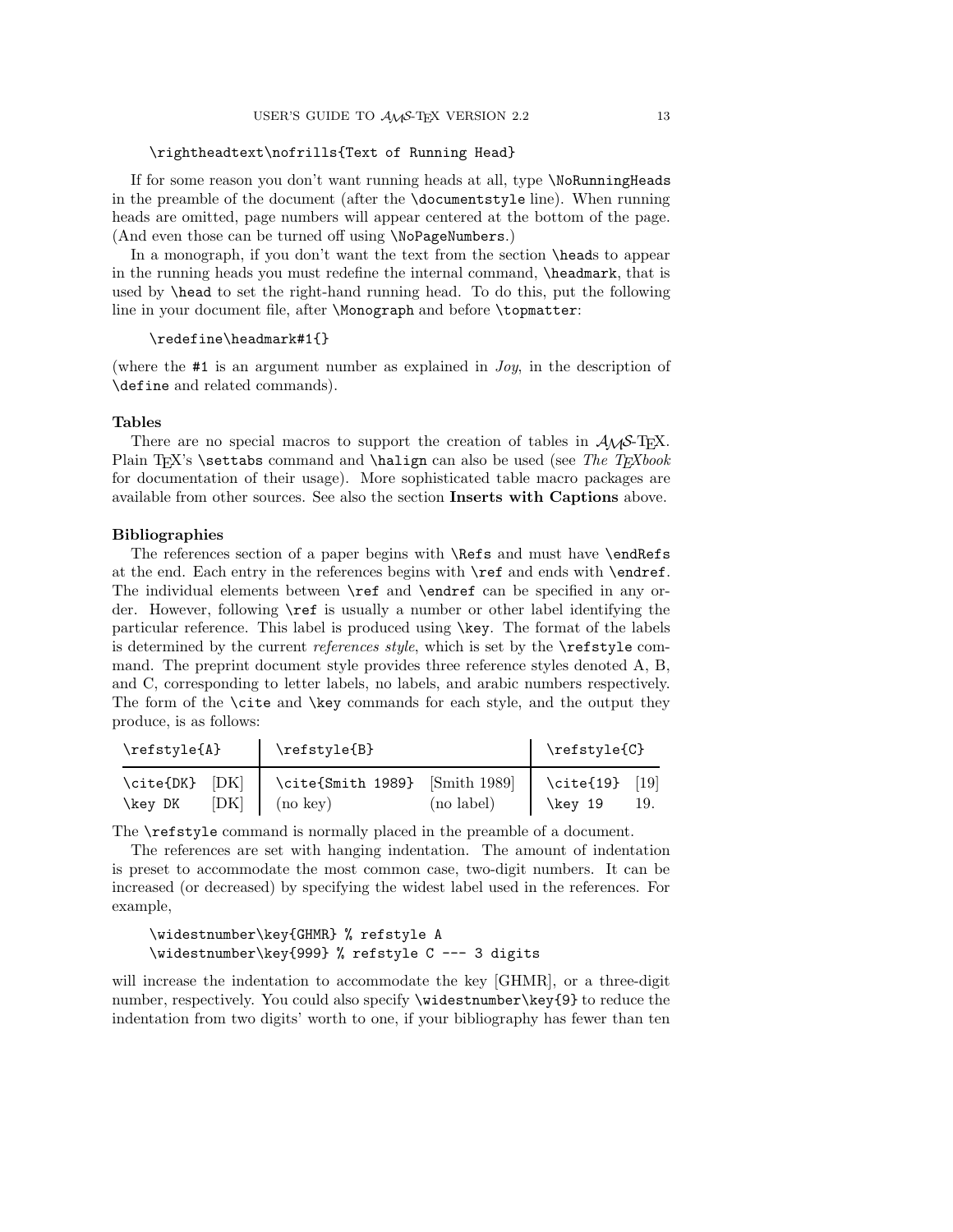```
\rightheadtext\nofrills{Text of Running Head}
```

If for some reason you don't want running heads at all, type `\NoRunningHeads` in the preamble of the document (after the `\documentstyle` line). When running heads are omitted, page numbers will appear centered at the bottom of the page. (And even those can be turned off using `\NoPageNumbers`.)

In a monograph, if you don't want the text from the section `\head`s to appear in the running heads you must redefine the internal command, `\headmark`, that is used by `\head` to set the right-hand running head. To do this, put the following line in your document file, after `\Monograph` and before `\topmatter`:

```
\redefine\headmark#1{}
```

(where the `#1` is an argument number as explained in *Joy*, in the description of `\define` and related commands).

### Tables

There are no special macros to support the creation of tables in AMS-TeX. Plain TeX's `\settabs` command and `\halign` can also be used (see *The TeXbook* for documentation of their usage). More sophisticated table macro packages are available from other sources. See also the section **Inserts with Captions** above.

### Bibliographies

The references section of a paper begins with `\Refs` and must have `\endRefs` at the end. Each entry in the references begins with `\ref` and ends with `\endref`. The individual elements between `\ref` and `\endref` can be specified in any order. However, following `\ref` is usually a number or other label identifying the particular reference. This label is produced using `\key`. The format of the labels is determined by the current *references style*, which is set by the `\refstyle` command. The preprint document style provides three reference styles denoted A, B, and C, corresponding to letter labels, no labels, and arabic numbers respectively. The form of the `\cite` and `\key` commands for each style, and the output they produce, is as follows:

| `\refstyle{A}` | | `\refstyle{B}` | | `\refstyle{C}` | |
|---|---|---|---|---|---|
| `\cite{DK}` | [DK] | `\cite{Smith 1989}` | [Smith 1989] | `\cite{19}` | [19] |
| `\key DK` | [DK] | (no key) | (no label) | `\key 19` | 19. |

The `\refstyle` command is normally placed in the preamble of a document.

The references are set with hanging indentation. The amount of indentation is preset to accommodate the most common case, two-digit numbers. It can be increased (or decreased) by specifying the widest label used in the references. For example,

```
\widestnumber\key{GHMR} % refstyle A
\widestnumber\key{999} % refstyle C --- 3 digits
```

will increase the indentation to accommodate the key [GHMR], or a three-digit number, respectively. You could also specify `\widestnumber\key{9}` to reduce the indentation from two digits' worth to one, if your bibliography has fewer than ten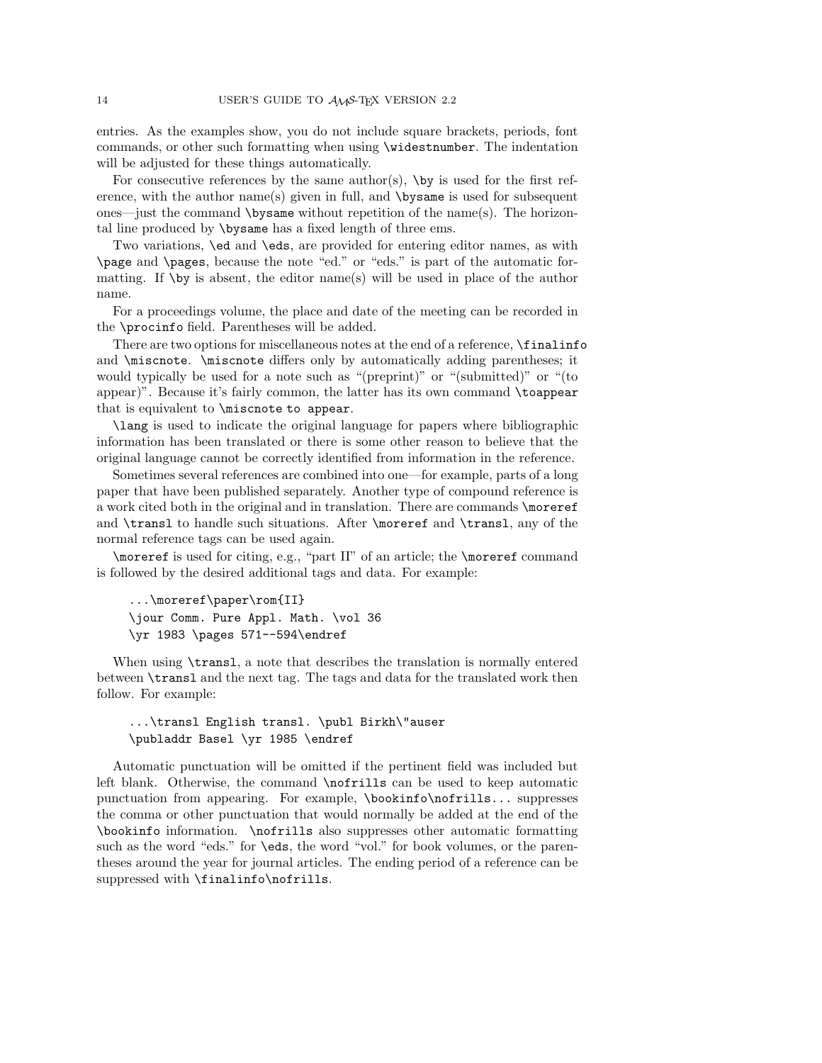entries. As the examples show, you do not include square brackets, periods, font commands, or other such formatting when using `\widestnumber`. The indentation will be adjusted for these things automatically.

For consecutive references by the same author(s), `\by` is used for the first reference, with the author name(s) given in full, and `\bysame` is used for subsequent ones—just the command `\bysame` without repetition of the name(s). The horizontal line produced by `\bysame` has a fixed length of three ems.

Two variations, `\ed` and `\eds`, are provided for entering editor names, as with `\page` and `\pages`, because the note "ed." or "eds." is part of the automatic formatting. If `\by` is absent, the editor name(s) will be used in place of the author name.

For a proceedings volume, the place and date of the meeting can be recorded in the `\procinfo` field. Parentheses will be added.

There are two options for miscellaneous notes at the end of a reference, `\finalinfo` and `\miscnote`. `\miscnote` differs only by automatically adding parentheses; it would typically be used for a note such as "(preprint)" or "(submitted)" or "(to appear)". Because it's fairly common, the latter has its own command `\toappear` that is equivalent to `\miscnote to appear`.

`\lang` is used to indicate the original language for papers where bibliographic information has been translated or there is some other reason to believe that the original language cannot be correctly identified from information in the reference.

Sometimes several references are combined into one—for example, parts of a long paper that have been published separately. Another type of compound reference is a work cited both in the original and in translation. There are commands `\moreref` and `\transl` to handle such situations. After `\moreref` and `\transl`, any of the normal reference tags can be used again.

`\moreref` is used for citing, e.g., "part II" of an article; the `\moreref` command is followed by the desired additional tags and data. For example:

```
...\moreref\paper\rom{II}
\jour Comm. Pure Appl. Math. \vol 36
\yr 1983 \pages 571--594\endref
```

When using `\transl`, a note that describes the translation is normally entered between `\transl` and the next tag. The tags and data for the translated work then follow. For example:

```
...\transl English transl. \publ Birkh\"auser
\publaddr Basel \yr 1985 \endref
```

Automatic punctuation will be omitted if the pertinent field was included but left blank. Otherwise, the command `\nofrills` can be used to keep automatic punctuation from appearing. For example, `\bookinfo\nofrills...` suppresses the comma or other punctuation that would normally be added at the end of the `\bookinfo` information. `\nofrills` also suppresses other automatic formatting such as the word "eds." for `\eds`, the word "vol." for book volumes, or the parentheses around the year for journal articles. The ending period of a reference can be suppressed with `\finalinfo\nofrills`.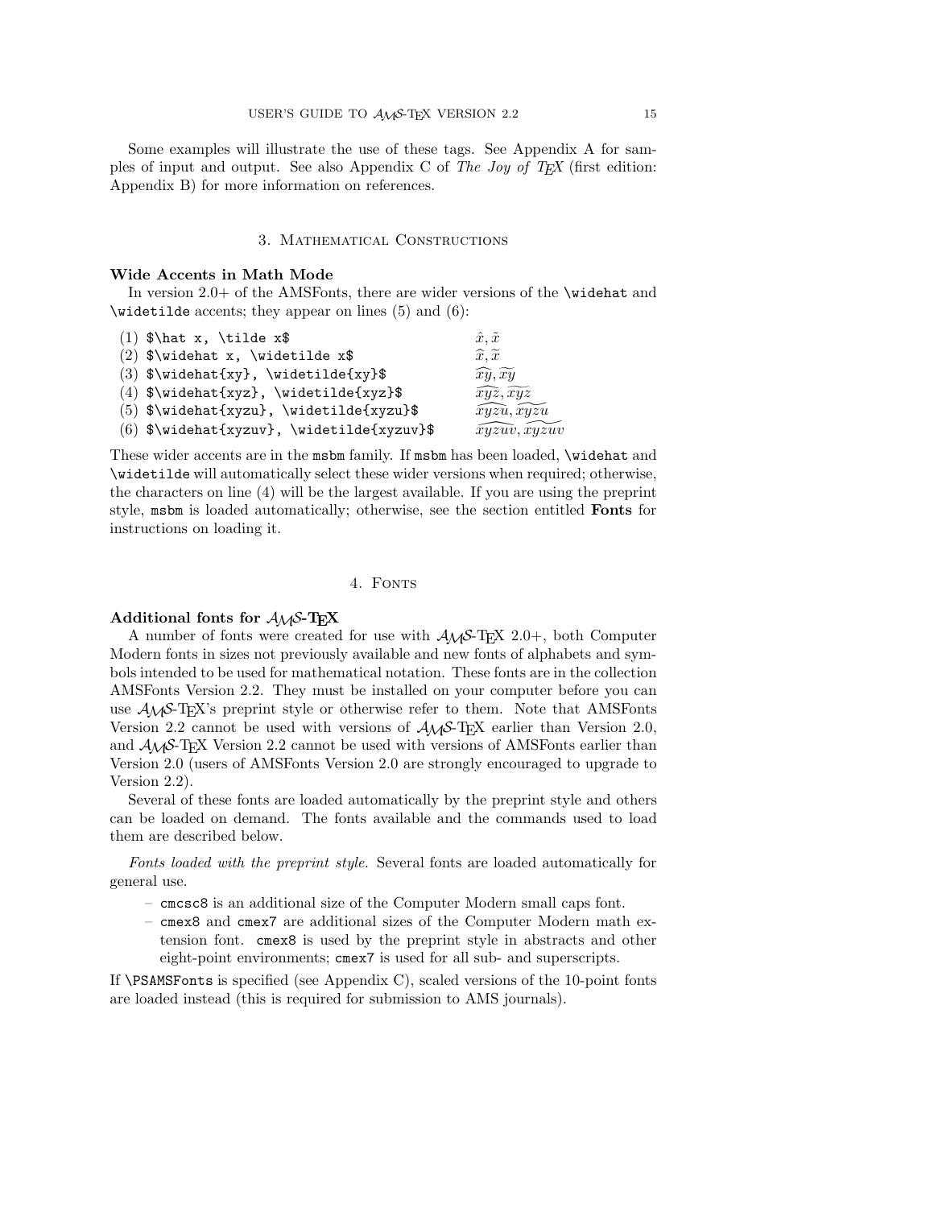Some examples will illustrate the use of these tags. See Appendix A for samples of input and output. See also Appendix C of *The Joy of TEX* (first edition: Appendix B) for more information on references.

## 3. Mathematical Constructions

**Wide Accents in Math Mode**

In version 2.0+ of the AMSFonts, there are wider versions of the `\widehat` and `\widetilde` accents; they appear on lines (5) and (6):

| | |
|---|---|
| (1) `$\hat x, \tilde x$` | $\hat{x}, \tilde{x}$ |
| (2) `$\widehat x, \widetilde x$` | $\widehat{x}, \widetilde{x}$ |
| (3) `$\widehat{xy}, \widetilde{xy}$` | $\widehat{xy}, \widetilde{xy}$ |
| (4) `$\widehat{xyz}, \widetilde{xyz}$` | $\widehat{xyz}, \widetilde{xyz}$ |
| (5) `$\widehat{xyzu}, \widetilde{xyzu}$` | $\widehat{xyzu}, \widetilde{xyzu}$ |
| (6) `$\widehat{xyzuv}, \widetilde{xyzuv}$` | $\widehat{xyzuv}, \widetilde{xyzuv}$ |

These wider accents are in the `msbm` family. If `msbm` has been loaded, `\widehat` and `\widetilde` will automatically select these wider versions when required; otherwise, the characters on line (4) will be the largest available. If you are using the preprint style, `msbm` is loaded automatically; otherwise, see the section entitled **Fonts** for instructions on loading it.

## 4. Fonts

**Additional fonts for $\mathcal{AMS}$-TEX**

A number of fonts were created for use with $\mathcal{AMS}$-TEX 2.0+, both Computer Modern fonts in sizes not previously available and new fonts of alphabets and symbols intended to be used for mathematical notation. These fonts are in the collection AMSFonts Version 2.2. They must be installed on your computer before you can use $\mathcal{AMS}$-TEX's preprint style or otherwise refer to them. Note that AMSFonts Version 2.2 cannot be used with versions of $\mathcal{AMS}$-TEX earlier than Version 2.0, and $\mathcal{AMS}$-TEX Version 2.2 cannot be used with versions of AMSFonts earlier than Version 2.0 (users of AMSFonts Version 2.0 are strongly encouraged to upgrade to Version 2.2).

Several of these fonts are loaded automatically by the preprint style and others can be loaded on demand. The fonts available and the commands used to load them are described below.

*Fonts loaded with the preprint style.* Several fonts are loaded automatically for general use.

- `cmcsc8` is an additional size of the Computer Modern small caps font.
- `cmex8` and `cmex7` are additional sizes of the Computer Modern math extension font. `cmex8` is used by the preprint style in abstracts and other eight-point environments; `cmex7` is used for all sub- and superscripts.

If `\PSAMSFonts` is specified (see Appendix C), scaled versions of the 10-point fonts are loaded instead (this is required for submission to AMS journals).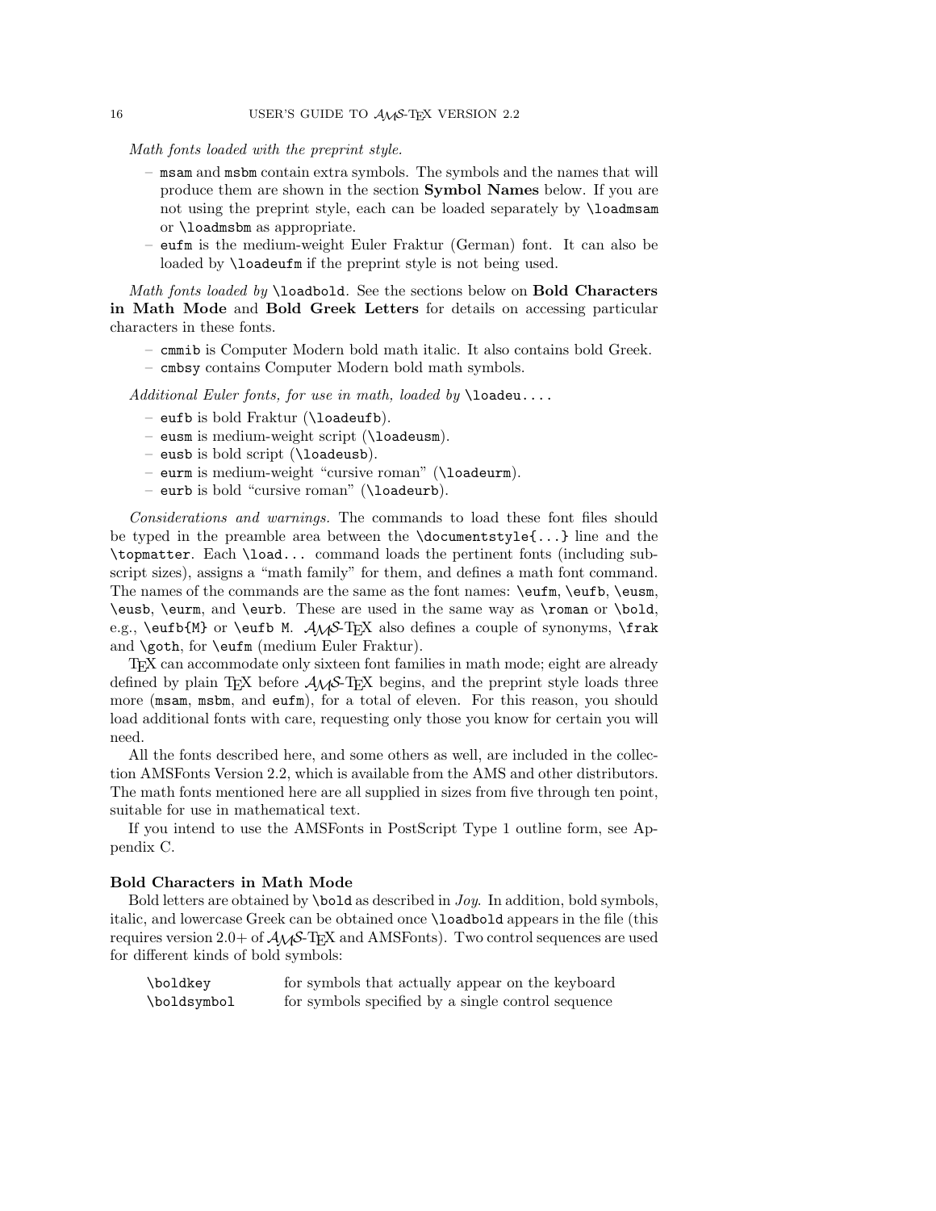*Math fonts loaded with the preprint style.*

- `msam` and `msbm` contain extra symbols. The symbols and the names that will produce them are shown in the section **Symbol Names** below. If you are not using the preprint style, each can be loaded separately by `\loadmsam` or `\loadmsbm` as appropriate.
- `eufm` is the medium-weight Euler Fraktur (German) font. It can also be loaded by `\loadeufm` if the preprint style is not being used.

*Math fonts loaded by* `\loadbold`. See the sections below on **Bold Characters in Math Mode** and **Bold Greek Letters** for details on accessing particular characters in these fonts.

- `cmmib` is Computer Modern bold math italic. It also contains bold Greek.
- `cmbsy` contains Computer Modern bold math symbols.

*Additional Euler fonts, for use in math, loaded by* `\loadeu...`.

- `eufb` is bold Fraktur (`\loadeufb`).
- `eusm` is medium-weight script (`\loadeusm`).
- `eusb` is bold script (`\loadeusb`).
- `eurm` is medium-weight "cursive roman" (`\loadeurm`).
- `eurb` is bold "cursive roman" (`\loadeurb`).

*Considerations and warnings.* The commands to load these font files should be typed in the preamble area between the `\documentstyle{...}` line and the `\topmatter`. Each `\load...` command loads the pertinent fonts (including subscript sizes), assigns a "math family" for them, and defines a math font command. The names of the commands are the same as the font names: `\eufm`, `\eufb`, `\eusm`, `\eusb`, `\eurm`, and `\eurb`. These are used in the same way as `\roman` or `\bold`, e.g., `\eufb{M}` or `\eufb M`. AMS-TeX also defines a couple of synonyms, `\frak` and `\goth`, for `\eufm` (medium Euler Fraktur).

TeX can accommodate only sixteen font families in math mode; eight are already defined by plain TeX before AMS-TeX begins, and the preprint style loads three more (`msam`, `msbm`, and `eufm`), for a total of eleven. For this reason, you should load additional fonts with care, requesting only those you know for certain you will need.

All the fonts described here, and some others as well, are included in the collection AMSFonts Version 2.2, which is available from the AMS and other distributors. The math fonts mentioned here are all supplied in sizes from five through ten point, suitable for use in mathematical text.

If you intend to use the AMSFonts in PostScript Type 1 outline form, see Appendix C.

### Bold Characters in Math Mode

Bold letters are obtained by `\bold` as described in *Joy*. In addition, bold symbols, italic, and lowercase Greek can be obtained once `\loadbold` appears in the file (this requires version 2.0+ of AMS-TeX and AMSFonts). Two control sequences are used for different kinds of bold symbols:

| | |
|---|---|
| `\boldkey` | for symbols that actually appear on the keyboard |
| `\boldsymbol` | for symbols specified by a single control sequence |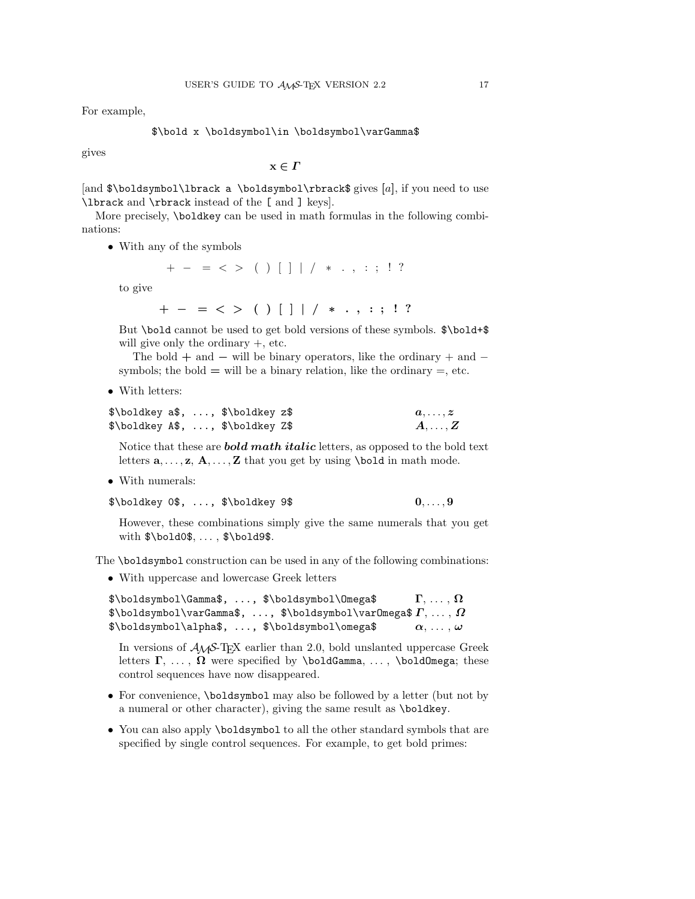For example,

```
$\bold x \boldsymbol\in \boldsymbol\varGamma$
```

gives

$$\mathbf{x} \in \boldsymbol{\varGamma}$$

[and `$\boldsymbol\lbrack a \boldsymbol\rbrack$` gives $[a]$, if you need to use `\lbrack` and `\rbrack` instead of the `[` and `]` keys].

More precisely, `\boldkey` can be used in math formulas in the following combinations:

- With any of the symbols

  $$+ \ - \ = \ < \ > \ ( \ ) \ [ \ ] \ | \ / \ * \ . \ , \ : \ ; \ ! \ ?$$

  to give

  $$\boldsymbol{+} \ \boldsymbol{-} \ \boldsymbol{=} \ \boldsymbol{<} \ \boldsymbol{>} \ \boldsymbol{(} \ \boldsymbol{)} \ \boldsymbol{[} \ \boldsymbol{]} \ \boldsymbol{|} \ \boldsymbol{/} \ \boldsymbol{*} \ \boldsymbol{.} \ \boldsymbol{,} \ \boldsymbol{:} \ \boldsymbol{;} \ \boldsymbol{!} \ \boldsymbol{?}$$

  But `\bold` cannot be used to get bold versions of these symbols. `$\bold+$` will give only the ordinary $+$, etc.

  The bold $\boldsymbol{+}$ and $\boldsymbol{-}$ will be binary operators, like the ordinary $+$ and $-$ symbols; the bold $\boldsymbol{=}$ will be a binary relation, like the ordinary $=$, etc.

- With letters:

  | | |
  |---|---|
  | `$\boldkey a$, ..., $\boldkey z$` | $\boldsymbol{a}, \dots, \boldsymbol{z}$ |
  | `$\boldkey A$, ..., $\boldkey Z$` | $\boldsymbol{A}, \dots, \boldsymbol{Z}$ |

  Notice that these are ***bold math italic*** letters, as opposed to the bold text letters $\mathbf{a}, \dots, \mathbf{z}$, $\mathbf{A}, \dots, \mathbf{Z}$ that you get by using `\bold` in math mode.

- With numerals:

  | | |
  |---|---|
  | `$\boldkey 0$, ..., $\boldkey 9$` | $\mathbf{0}, \dots, \mathbf{9}$ |

  However, these combinations simply give the same numerals that you get with `$\bold0$`, ... , `$\bold9$`.

The `\boldsymbol` construction can be used in any of the following combinations:

- With uppercase and lowercase Greek letters

  | | |
  |---|---|
  | `$\boldsymbol\Gamma$, ..., $\boldsymbol\Omega$` | $\boldsymbol{\Gamma}, \dots, \boldsymbol{\Omega}$ |
  | `$\boldsymbol\varGamma$, ..., $\boldsymbol\varOmega$` | $\boldsymbol{\varGamma}, \dots, \boldsymbol{\varOmega}$ |
  | `$\boldsymbol\alpha$, ..., $\boldsymbol\omega$` | $\boldsymbol{\alpha}, \dots, \boldsymbol{\omega}$ |

  In versions of $\mathcal{A}\mathcal{M}\mathcal{S}$-TEX earlier than 2.0, bold unslanted uppercase Greek letters $\boldsymbol{\Gamma}, \dots, \boldsymbol{\Omega}$ were specified by `\boldGamma`, ... , `\boldOmega`; these control sequences have now disappeared.

- For convenience, `\boldsymbol` may also be followed by a letter (but not by a numeral or other character), giving the same result as `\boldkey`.

- You can also apply `\boldsymbol` to all the other standard symbols that are specified by single control sequences. For example, to get bold primes: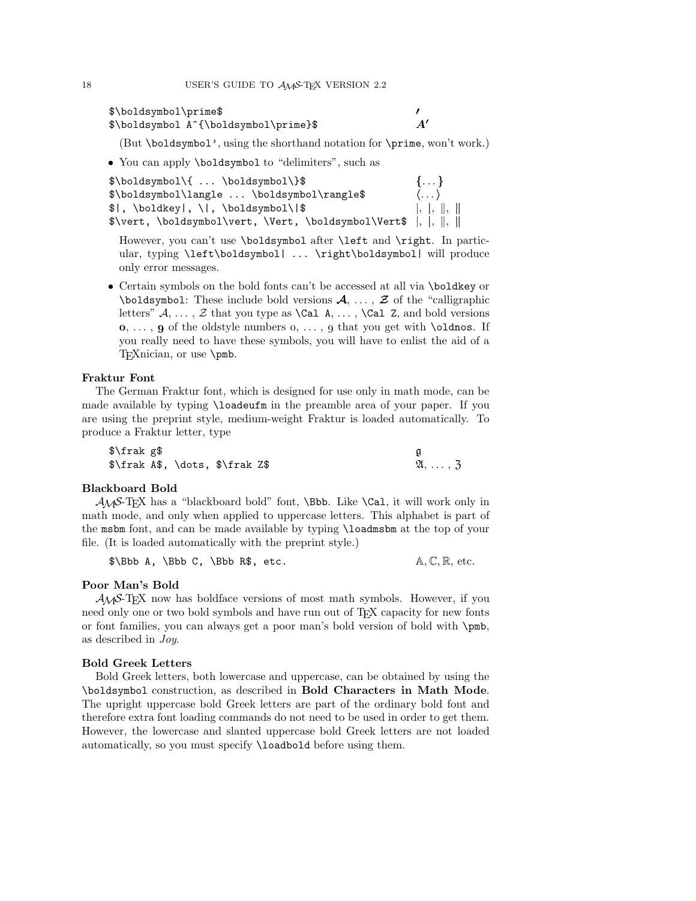| | |
|---|---|
| `$\boldsymbol\prime$` | $\boldsymbol{\prime}$ |
| `$\boldsymbol A^{\boldsymbol\prime}$` | $\boldsymbol{A'}$ |

(But `\boldsymbol'`, using the shorthand notation for `\prime`, won't work.)

- You can apply `\boldsymbol` to "delimiters", such as

| | |
|---|---|
| `$\boldsymbol\{ ... \boldsymbol\}$` | $\boldsymbol{\{}\dots\boldsymbol{\}}$ |
| `$\boldsymbol\langle ... \boldsymbol\rangle$` | $\langle\dots\rangle$ |
| `$\|, \boldkey\|, \\|, \boldsymbol\\|$` | $\vert,\ \vert,\ \Vert,\ \Vert$ |
| `$\vert, \boldsymbol\vert, \Vert, \boldsymbol\Vert$` | $\vert,\ \vert,\ \Vert,\ \Vert$ |

However, you can't use `\boldsymbol` after `\left` and `\right`. In particular, typing `\left\boldsymbol| ... \right\boldsymbol|` will produce only error messages.

- Certain symbols on the bold fonts can't be accessed at all via `\boldkey` or `\boldsymbol`: These include bold versions $\boldsymbol{\mathcal{A}}, \dots, \boldsymbol{\mathcal{Z}}$ of the "calligraphic letters" $\mathcal{A}, \dots, \mathcal{Z}$ that you type as `\Cal A`, ... , `\Cal Z`, and bold versions **0**, ... , **9** of the oldstyle numbers 0, ... , 9 that you get with `\oldnos`. If you really need to have these symbols, you will have to enlist the aid of a TEXnician, or use `\pmb`.

**Fraktur Font**

The German Fraktur font, which is designed for use only in math mode, can be made available by typing `\loadeufm` in the preamble area of your paper. If you are using the preprint style, medium-weight Fraktur is loaded automatically. To produce a Fraktur letter, type

| | |
|---|---|
| `$\frak g$` | $\mathfrak{g}$ |
| `$\frak A$, \dots, $\frak Z$` | $\mathfrak{A}, \dots, \mathfrak{Z}$ |

**Blackboard Bold**

$\mathcal{A}\mathcal{M}\mathcal{S}$-TEX has a "blackboard bold" font, `\Bbb`. Like `\Cal`, it will work only in math mode, and only when applied to uppercase letters. This alphabet is part of the `msbm` font, and can be made available by typing `\loadmsbm` at the top of your file. (It is loaded automatically with the preprint style.)

| | |
|---|---|
| `$\Bbb A, \Bbb C, \Bbb R$, etc.` | $\mathbb{A}, \mathbb{C}, \mathbb{R}$, etc. |

**Poor Man's Bold**

$\mathcal{A}\mathcal{M}\mathcal{S}$-TEX now has boldface versions of most math symbols. However, if you need only one or two bold symbols and have run out of TEX capacity for new fonts or font families, you can always get a poor man's bold version of bold with `\pmb`, as described in *Joy*.

**Bold Greek Letters**

Bold Greek letters, both lowercase and uppercase, can be obtained by using the `\boldsymbol` construction, as described in **Bold Characters in Math Mode**. The upright uppercase bold Greek letters are part of the ordinary bold font and therefore extra font loading commands do not need to be used in order to get them. However, the lowercase and slanted uppercase bold Greek letters are not loaded automatically, so you must specify `\loadbold` before using them.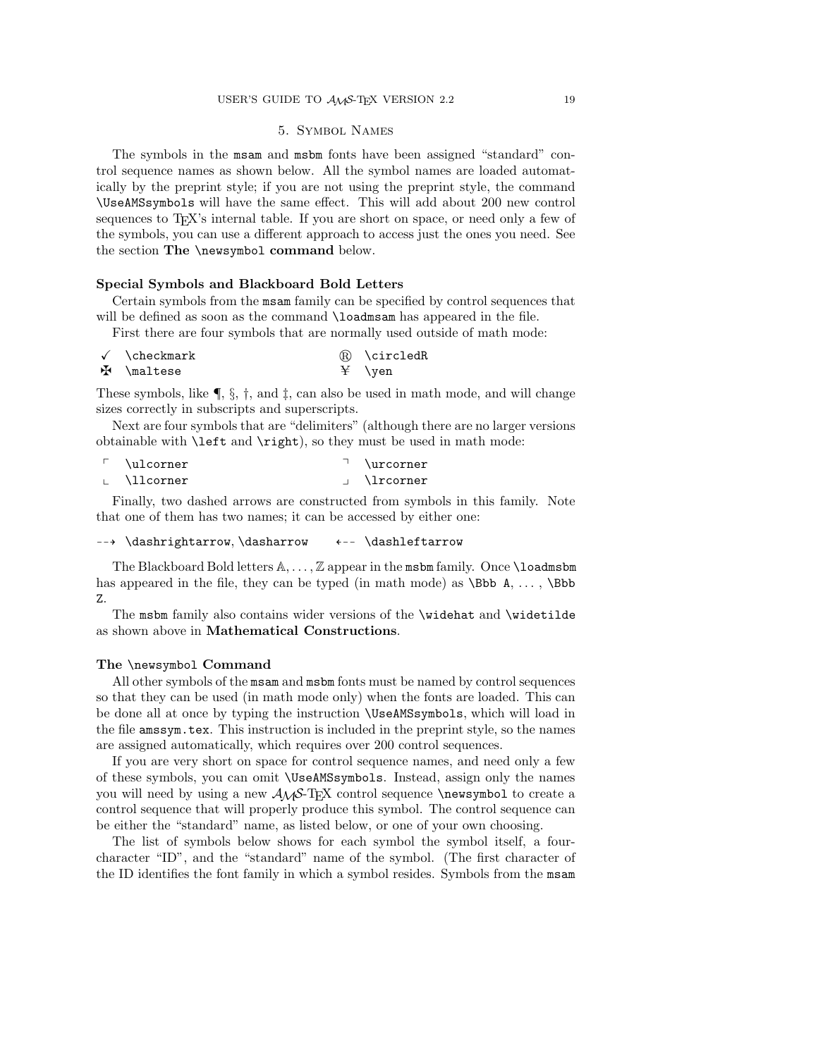## 5. Symbol Names

The symbols in the `msam` and `msbm` fonts have been assigned "standard" control sequence names as shown below. All the symbol names are loaded automatically by the preprint style; if you are not using the preprint style, the command `\UseAMSsymbols` will have the same effect. This will add about 200 new control sequences to TeX's internal table. If you are short on space, or need only a few of the symbols, you can use a different approach to access just the ones you need. See the section **The `\newsymbol` command** below.

### Special Symbols and Blackboard Bold Letters

Certain symbols from the `msam` family can be specified by control sequences that will be defined as soon as the command `\loadmsam` has appeared in the file.

First there are four symbols that are normally used outside of math mode:

| | | | |
|---|---|---|---|
| ✓ | `\checkmark` | ® | `\circledR` |
| ✠ | `\maltese` | ¥ | `\yen` |

These symbols, like ¶, §, †, and ‡, can also be used in math mode, and will change sizes correctly in subscripts and superscripts.

Next are four symbols that are "delimiters" (although there are no larger versions obtainable with `\left` and `\right`), so they must be used in math mode:

| | | | |
|---|---|---|---|
| $\ulcorner$ | `\ulcorner` | $\urcorner$ | `\urcorner` |
| $\llcorner$ | `\llcorner` | $\lrcorner$ | `\lrcorner` |

Finally, two dashed arrows are constructed from symbols in this family. Note that one of them has two names; it can be accessed by either one:

| | | | |
|---|---|---|---|
| $\dashrightarrow$ | `\dashrightarrow`, `\dasharrow` | $\dashleftarrow$ | `\dashleftarrow` |

The Blackboard Bold letters $\mathbb{A}, \dots, \mathbb{Z}$ appear in the `msbm` family. Once `\loadmsbm` has appeared in the file, they can be typed (in math mode) as `\Bbb A`, ..., `\Bbb Z`.

The `msbm` family also contains wider versions of the `\widehat` and `\widetilde` as shown above in **Mathematical Constructions**.

### The `\newsymbol` Command

All other symbols of the `msam` and `msbm` fonts must be named by control sequences so that they can be used (in math mode only) when the fonts are loaded. This can be done all at once by typing the instruction `\UseAMSsymbols`, which will load in the file `amssym.tex`. This instruction is included in the preprint style, so the names are assigned automatically, which requires over 200 control sequences.

If you are very short on space for control sequence names, and need only a few of these symbols, you can omit `\UseAMSsymbols`. Instead, assign only the names you will need by using a new AMS-TeX control sequence `\newsymbol` to create a control sequence that will properly produce this symbol. The control sequence can be either the "standard" name, as listed below, or one of your own choosing.

The list of symbols below shows for each symbol the symbol itself, a four-character "ID", and the "standard" name of the symbol. (The first character of the ID identifies the font family in which a symbol resides. Symbols from the `msam`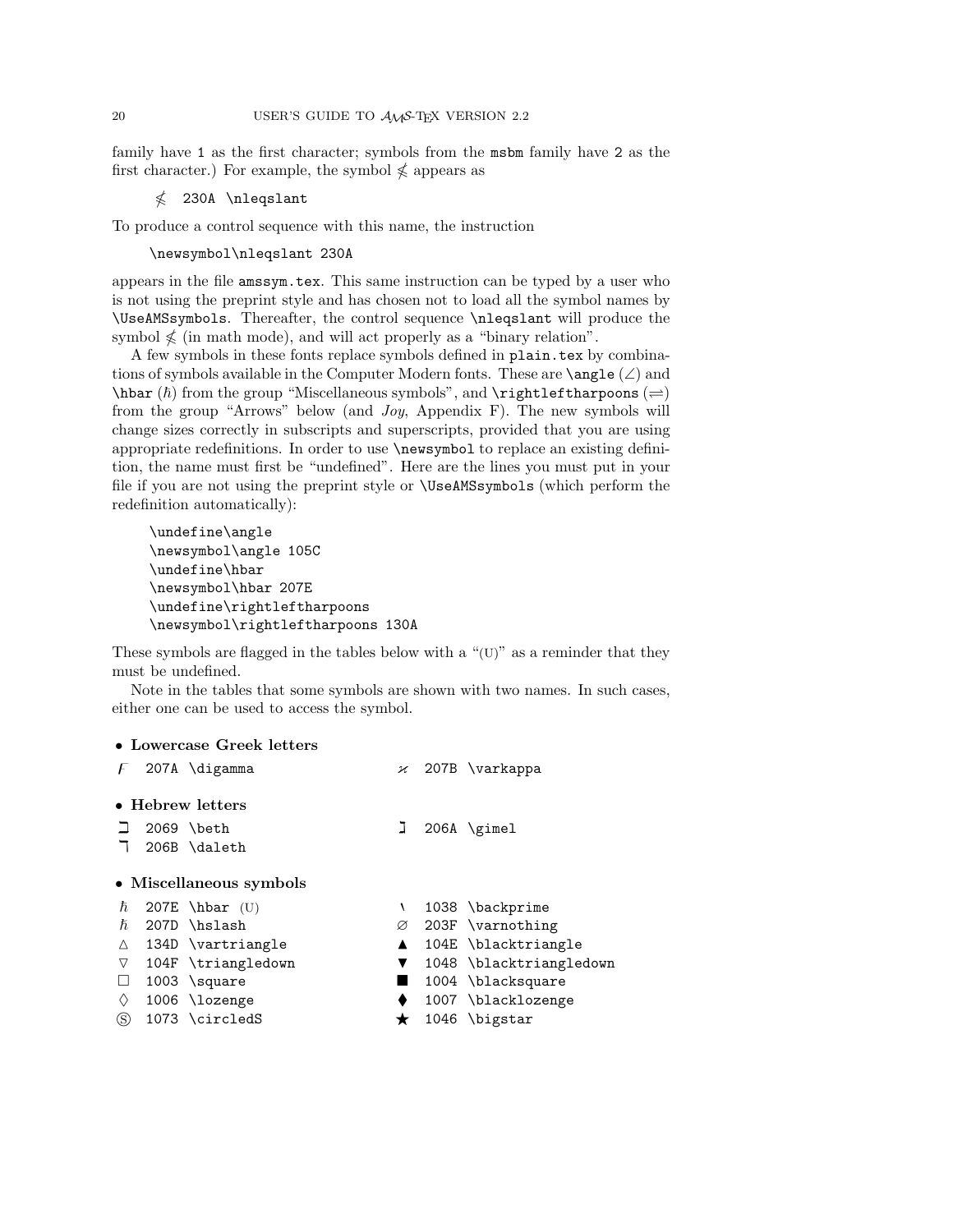family have 1 as the first character; symbols from the msbm family have 2 as the first character.) For example, the symbol $\nleqslant$ appears as

```
≰  230A \nleqslant
```

To produce a control sequence with this name, the instruction

```
\newsymbol\nleqslant 230A
```

appears in the file amssym.tex. This same instruction can be typed by a user who is not using the preprint style and has chosen not to load all the symbol names by \UseAMSsymbols. Thereafter, the control sequence \nleqslant will produce the symbol $\nleqslant$ (in math mode), and will act properly as a "binary relation".

A few symbols in these fonts replace symbols defined in plain.tex by combinations of symbols available in the Computer Modern fonts. These are \angle ($\angle$) and \hbar ($\hbar$) from the group "Miscellaneous symbols", and \rightleftharpoons ($\rightleftharpoons$) from the group "Arrows" below (and *Joy*, Appendix F). The new symbols will change sizes correctly in subscripts and superscripts, provided that you are using appropriate redefinitions. In order to use \newsymbol to replace an existing definition, the name must first be "undefined". Here are the lines you must put in your file if you are not using the preprint style or \UseAMSsymbols (which perform the redefinition automatically):

```
\undefine\angle
\newsymbol\angle 105C
\undefine\hbar
\newsymbol\hbar 207E
\undefine\rightleftharpoons
\newsymbol\rightleftharpoons 130A
```

These symbols are flagged in the tables below with a "(U)" as a reminder that they must be undefined.

Note in the tables that some symbols are shown with two names. In such cases, either one can be used to access the symbol.

- **Lowercase Greek letters**

| | | | | | |
|---|---|---|---|---|---|
| $\digamma$ | 207A | \digamma | $\varkappa$ | 207B | \varkappa |

- **Hebrew letters**

| | | | | | |
|---|---|---|---|---|---|
| $\beth$ | 2069 | \beth | $\gimel$ | 206A | \gimel |
| $\daleth$ | 206B | \daleth | | | |

- **Miscellaneous symbols**

| | | | | | |
|---|---|---|---|---|---|
| $\hbar$ | 207E | \hbar (U) | $\backprime$ | 1038 | \backprime |
| $\hslash$ | 207D | \hslash | $\varnothing$ | 203F | \varnothing |
| $\vartriangle$ | 134D | \vartriangle | $\blacktriangle$ | 104E | \blacktriangle |
| $\triangledown$ | 104F | \triangledown | $\blacktriangledown$ | 1048 | \blacktriangledown |
| $\square$ | 1003 | \square | $\blacksquare$ | 1004 | \blacksquare |
| $\lozenge$ | 1006 | \lozenge | $\blacklozenge$ | 1007 | \blacklozenge |
| $\circledS$ | 1073 | \circledS | $\bigstar$ | 1046 | \bigstar |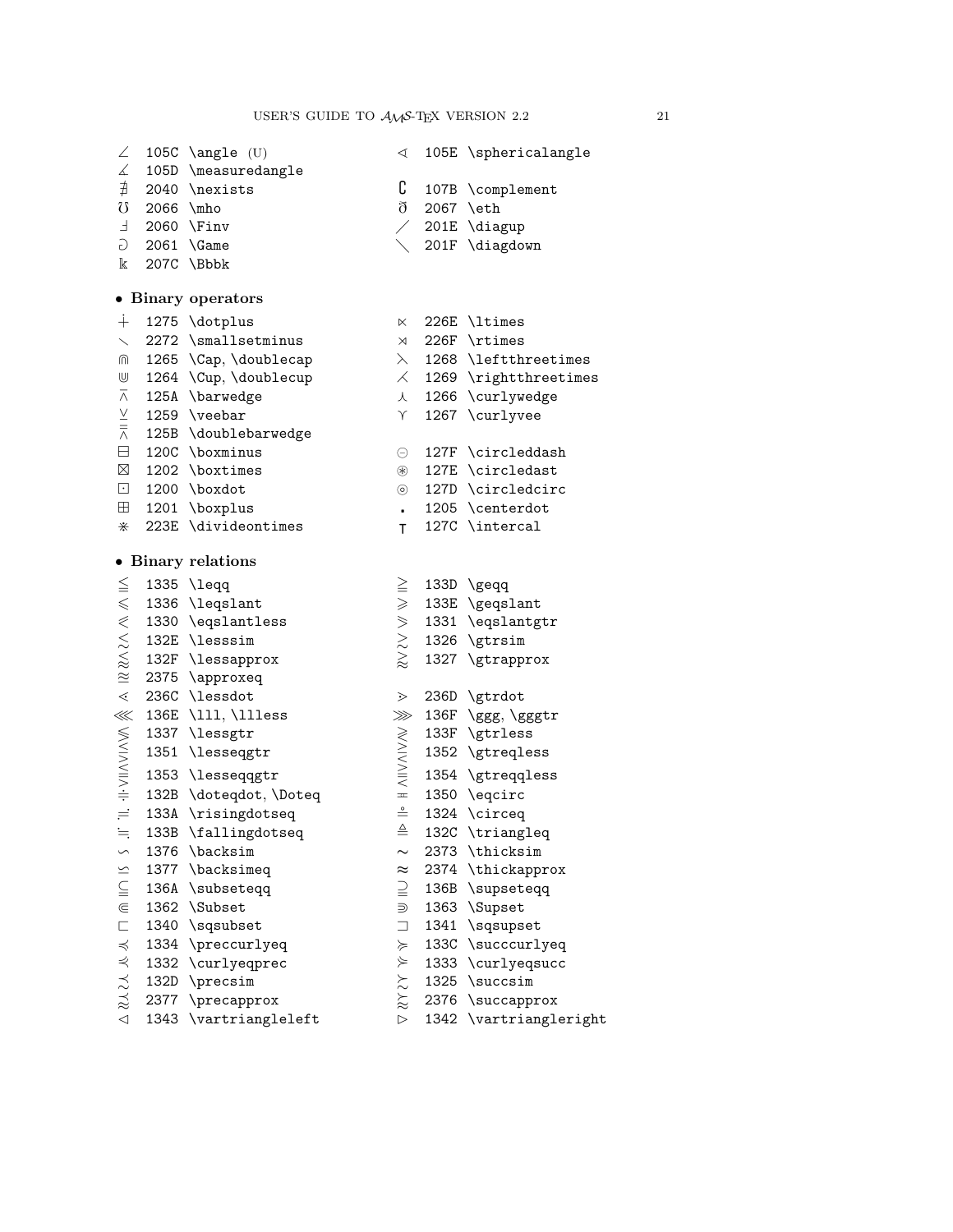| | | | | | |
|---|---|---|---|---|---|
| $\angle$ | 105C | \angle (U) | $\sphericalangle$ | 105E | \sphericalangle |
| $\measuredangle$ | 105D | \measuredangle | | | |
| $\nexists$ | 2040 | \nexists | $\complement$ | 107B | \complement |
| $\mho$ | 2066 | \mho | $\eth$ | 2067 | \eth |
| $\Finv$ | 2060 | \Finv | $\diagup$ | 201E | \diagup |
| $\Game$ | 2061 | \Game | $\diagdown$ | 201F | \diagdown |
| $\Bbbk$ | 207C | \Bbbk | | | |

- **Binary operators**

| | | | | | |
|---|---|---|---|---|---|
| $\dotplus$ | 1275 | \dotplus | $\ltimes$ | 226E | \ltimes |
| $\smallsetminus$ | 2272 | \smallsetminus | $\rtimes$ | 226F | \rtimes |
| $\Cap$ | 1265 | \Cap, \doublecap | $\leftthreetimes$ | 1268 | \leftthreetimes |
| $\Cup$ | 1264 | \Cup, \doublecup | $\rightthreetimes$ | 1269 | \rightthreetimes |
| $\barwedge$ | 125A | \barwedge | $\curlywedge$ | 1266 | \curlywedge |
| $\veebar$ | 1259 | \veebar | $\curlyvee$ | 1267 | \curlyvee |
| $\doublebarwedge$ | 125B | \doublebarwedge | | | |
| $\boxminus$ | 120C | \boxminus | $\circleddash$ | 127F | \circleddash |
| $\boxtimes$ | 1202 | \boxtimes | $\circledast$ | 127E | \circledast |
| $\boxdot$ | 1200 | \boxdot | $\circledcirc$ | 127D | \circledcirc |
| $\boxplus$ | 1201 | \boxplus | $\centerdot$ | 1205 | \centerdot |
| $\divideontimes$ | 223E | \divideontimes | $\intercal$ | 127C | \intercal |

- **Binary relations**

| | | | | | |
|---|---|---|---|---|---|
| $\leqq$ | 1335 | \leqq | $\geqq$ | 133D | \geqq |
| $\leqslant$ | 1336 | \leqslant | $\geqslant$ | 133E | \geqslant |
| $\eqslantless$ | 1330 | \eqslantless | $\eqslantgtr$ | 1331 | \eqslantgtr |
| $\lesssim$ | 132E | \lesssim | $\gtrsim$ | 1326 | \gtrsim |
| $\lessapprox$ | 132F | \lessapprox | $\gtrapprox$ | 1327 | \gtrapprox |
| $\approxeq$ | 2375 | \approxeq | | | |
| $\lessdot$ | 236C | \lessdot | $\gtrdot$ | 236D | \gtrdot |
| $\lll$ | 136E | \lll, \llless | $\ggg$ | 136F | \ggg, \gggtr |
| $\lessgtr$ | 1337 | \lessgtr | $\gtrless$ | 133F | \gtrless |
| $\lesseqgtr$ | 1351 | \lesseqgtr | $\gtreqless$ | 1352 | \gtreqless |
| $\lesseqqgtr$ | 1353 | \lesseqqgtr | $\gtreqqless$ | 1354 | \gtreqqless |
| $\doteqdot$ | 132B | \doteqdot, \Doteq | $\eqcirc$ | 1350 | \eqcirc |
| $\risingdotseq$ | 133A | \risingdotseq | $\circeq$ | 1324 | \circeq |
| $\fallingdotseq$ | 133B | \fallingdotseq | $\triangleq$ | 132C | \triangleq |
| $\backsim$ | 1376 | \backsim | $\thicksim$ | 2373 | \thicksim |
| $\backsimeq$ | 1377 | \backsimeq | $\thickapprox$ | 2374 | \thickapprox |
| $\subseteqq$ | 136A | \subseteqq | $\supseteqq$ | 136B | \supseteqq |
| $\Subset$ | 1362 | \Subset | $\Supset$ | 1363 | \Supset |
| $\sqsubset$ | 1340 | \sqsubset | $\sqsupset$ | 1341 | \sqsupset |
| $\preccurlyeq$ | 1334 | \preccurlyeq | $\succcurlyeq$ | 133C | \succcurlyeq |
| $\curlyeqprec$ | 1332 | \curlyeqprec | $\curlyeqsucc$ | 1333 | \curlyeqsucc |
| $\precsim$ | 132D | \precsim | $\succsim$ | 1325 | \succsim |
| $\precapprox$ | 2377 | \precapprox | $\succapprox$ | 2376 | \succapprox |
| $\vartriangleleft$ | 1343 | \vartriangleleft | $\vartriangleright$ | 1342 | \vartriangleright |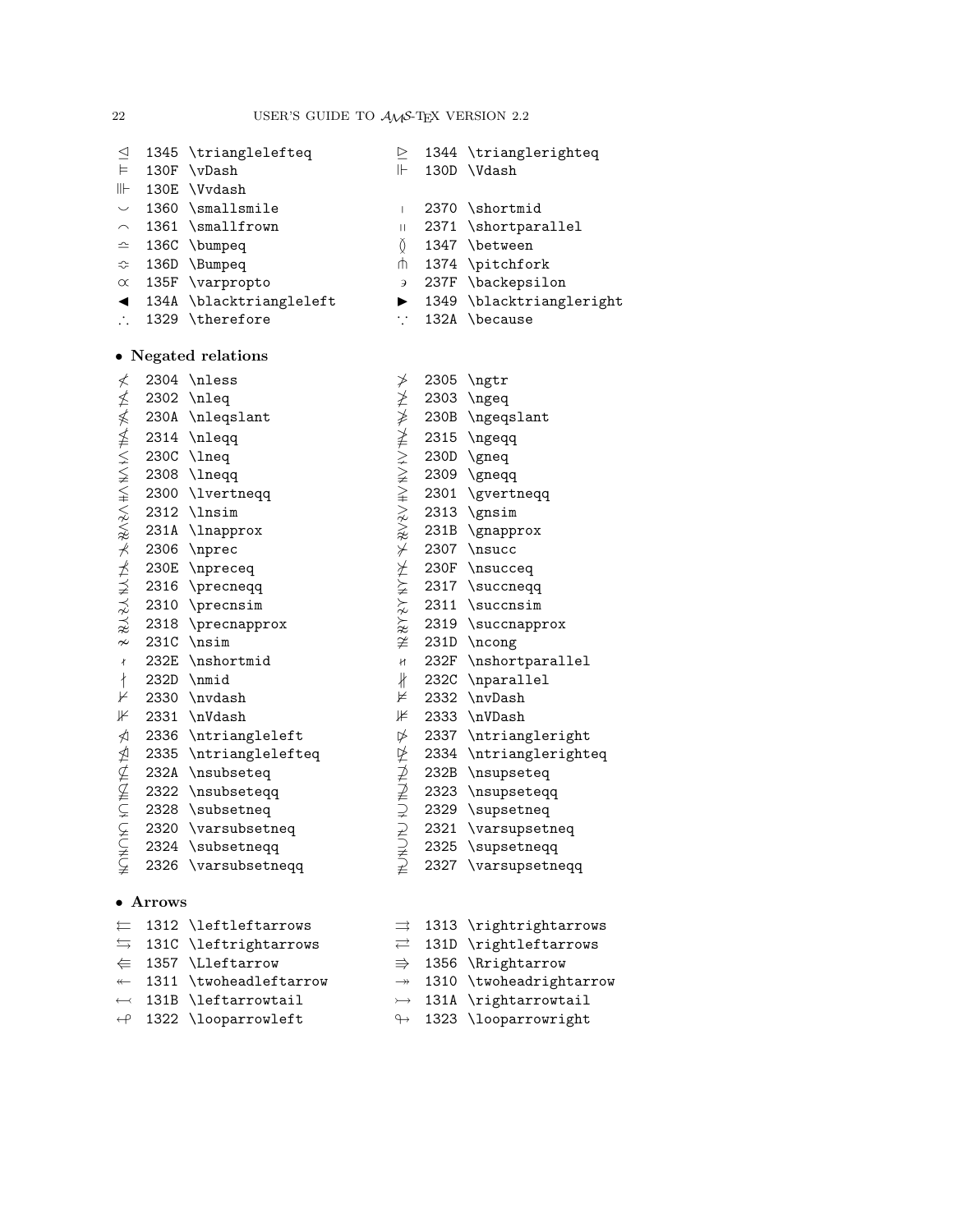| | | | | | |
|---|---|---|---|---|---|
| $\trianglelefteq$ | 1345 | \trianglelefteq | $\trianglerighteq$ | 1344 | \trianglerighteq |
| $\vDash$ | 130F | \vDash | $\Vdash$ | 130D | \Vdash |
| $\Vvdash$ | 130E | \Vvdash | | | |
| $\smallsmile$ | 1360 | \smallsmile | $\shortmid$ | 2370 | \shortmid |
| $\smallfrown$ | 1361 | \smallfrown | $\shortparallel$ | 2371 | \shortparallel |
| $\bumpeq$ | 136C | \bumpeq | $\between$ | 1347 | \between |
| $\Bumpeq$ | 136D | \Bumpeq | $\pitchfork$ | 1374 | \pitchfork |
| $\varpropto$ | 135F | \varpropto | $\backepsilon$ | 237F | \backepsilon |
| $\blacktriangleleft$ | 134A | \blacktriangleleft | $\blacktriangleright$ | 1349 | \blacktriangleright |
| $\therefore$ | 1329 | \therefore | $\because$ | 132A | \because |

- **Negated relations**

| | | | | | |
|---|---|---|---|---|---|
| $\nless$ | 2304 | \nless | $\ngtr$ | 2305 | \ngtr |
| $\nleq$ | 2302 | \nleq | $\ngeq$ | 2303 | \ngeq |
| $\nleqslant$ | 230A | \nleqslant | $\ngeqslant$ | 230B | \ngeqslant |
| $\nleqq$ | 2314 | \nleqq | $\ngeqq$ | 2315 | \ngeqq |
| $\lneq$ | 230C | \lneq | $\gneq$ | 230D | \gneq |
| $\lneqq$ | 2308 | \lneqq | $\gneqq$ | 2309 | \gneqq |
| $\lvertneqq$ | 2300 | \lvertneqq | $\gvertneqq$ | 2301 | \gvertneqq |
| $\lnsim$ | 2312 | \lnsim | $\gnsim$ | 2313 | \gnsim |
| $\lnapprox$ | 231A | \lnapprox | $\gnapprox$ | 231B | \gnapprox |
| $\nprec$ | 2306 | \nprec | $\nsucc$ | 2307 | \nsucc |
| $\npreceq$ | 230E | \npreceq | $\nsucceq$ | 230F | \nsucceq |
| $\precneqq$ | 2316 | \precneqq | $\succneqq$ | 2317 | \succneqq |
| $\precnsim$ | 2310 | \precnsim | $\succnsim$ | 2311 | \succnsim |
| $\precnapprox$ | 2318 | \precnapprox | $\succnapprox$ | 2319 | \succnapprox |
| $\nsim$ | 231C | \nsim | $\ncong$ | 231D | \ncong |
| $\nshortmid$ | 232E | \nshortmid | $\nshortparallel$ | 232F | \nshortparallel |
| $\nmid$ | 232D | \nmid | $\nparallel$ | 232C | \nparallel |
| $\nvdash$ | 2330 | \nvdash | $\nvDash$ | 2332 | \nvDash |
| $\nVdash$ | 2331 | \nVdash | $\nVDash$ | 2333 | \nVDash |
| $\ntriangleleft$ | 2336 | \ntriangleleft | $\ntriangleright$ | 2337 | \ntriangleright |
| $\ntrianglelefteq$ | 2335 | \ntrianglelefteq | $\ntrianglerighteq$ | 2334 | \ntrianglerighteq |
| $\nsubseteq$ | 232A | \nsubseteq | $\nsupseteq$ | 232B | \nsupseteq |
| $\nsubseteqq$ | 2322 | \nsubseteqq | $\nsupseteqq$ | 2323 | \nsupseteqq |
| $\subsetneq$ | 2328 | \subsetneq | $\supsetneq$ | 2329 | \supsetneq |
| $\varsubsetneq$ | 2320 | \varsubsetneq | $\varsupsetneq$ | 2321 | \varsupsetneq |
| $\subsetneqq$ | 2324 | \subsetneqq | $\supsetneqq$ | 2325 | \supsetneqq |
| $\varsubsetneqq$ | 2326 | \varsubsetneqq | $\varsupsetneqq$ | 2327 | \varsupsetneqq |

- **Arrows**

| | | | | | |
|---|---|---|---|---|---|
| $\leftleftarrows$ | 1312 | \leftleftarrows | $\rightrightarrows$ | 1313 | \rightrightarrows |
| $\leftrightarrows$ | 131C | \leftrightarrows | $\rightleftarrows$ | 131D | \rightleftarrows |
| $\Lleftarrow$ | 1357 | \Lleftarrow | $\Rrightarrow$ | 1356 | \Rrightarrow |
| $\twoheadleftarrow$ | 1311 | \twoheadleftarrow | $\twoheadrightarrow$ | 1310 | \twoheadrightarrow |
| $\leftarrowtail$ | 131B | \leftarrowtail | $\rightarrowtail$ | 131A | \rightarrowtail |
| $\looparrowleft$ | 1322 | \looparrowleft | $\looparrowright$ | 1323 | \looparrowright |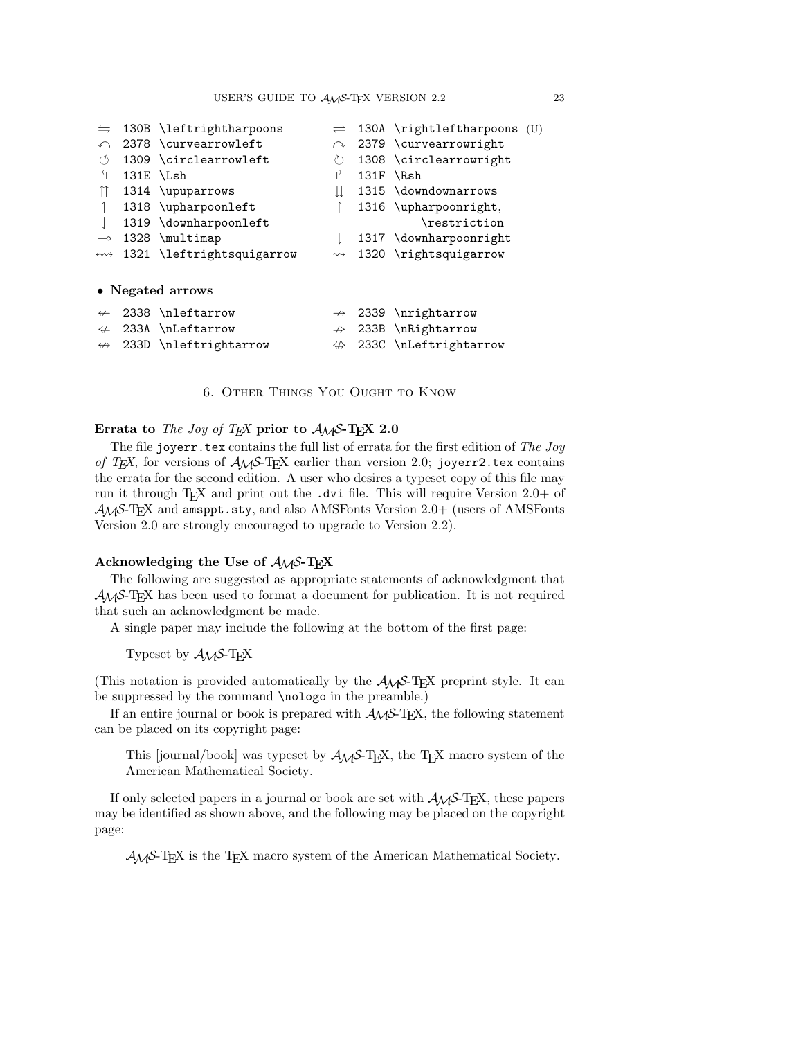| | | | | | |
|---|---|---|---|---|---|
| $\leftrightharpoons$ | 130B | `\leftrightharpoons` | $\rightleftharpoons$ | 130A | `\rightleftharpoons` (U) |
| $\curvearrowleft$ | 2378 | `\curvearrowleft` | $\curvearrowright$ | 2379 | `\curvearrowright` |
| $\circlearrowleft$ | 1309 | `\circlearrowleft` | $\circlearrowright$ | 1308 | `\circlearrowright` |
| $\Lsh$ | 131E | `\Lsh` | $\Rsh$ | 131F | `\Rsh` |
| $\upuparrows$ | 1314 | `\upuparrows` | $\downdownarrows$ | 1315 | `\downdownarrows` |
| $\upharpoonleft$ | 1318 | `\upharpoonleft` | $\upharpoonright$ | 1316 | `\upharpoonright`, `\restriction` |
| $\downharpoonleft$ | 1319 | `\downharpoonleft` | | | |
| $\multimap$ | 1328 | `\multimap` | $\downharpoonright$ | 1317 | `\downharpoonright` |
| $\leftrightsquigarrow$ | 1321 | `\leftrightsquigarrow` | $\rightsquigarrow$ | 1320 | `\rightsquigarrow` |

- **Negated arrows**

| | | | | | |
|---|---|---|---|---|---|
| $\nleftarrow$ | 2338 | `\nleftarrow` | $\nrightarrow$ | 2339 | `\nrightarrow` |
| $\nLeftarrow$ | 233A | `\nLeftarrow` | $\nRightarrow$ | 233B | `\nRightarrow` |
| $\nleftrightarrow$ | 233D | `\nleftrightarrow` | $\nLeftrightarrow$ | 233C | `\nLeftrightarrow` |

## 6. Other Things You Ought to Know

### Errata to *The Joy of TeX* prior to AMS-TeX 2.0

The file `joyerr.tex` contains the full list of errata for the first edition of *The Joy of TeX*, for versions of AMS-TeX earlier than version 2.0; `joyerr2.tex` contains the errata for the second edition. A user who desires a typeset copy of this file may run it through TeX and print out the `.dvi` file. This will require Version 2.0+ of AMS-TeX and `amsppt.sty`, and also AMSFonts Version 2.0+ (users of AMSFonts Version 2.0 are strongly encouraged to upgrade to Version 2.2).

### Acknowledging the Use of AMS-TeX

The following are suggested as appropriate statements of acknowledgment that AMS-TeX has been used to format a document for publication. It is not required that such an acknowledgment be made.

A single paper may include the following at the bottom of the first page:

> Typeset by AMS-TeX

(This notation is provided automatically by the AMS-TeX preprint style. It can be suppressed by the command `\nologo` in the preamble.)

If an entire journal or book is prepared with AMS-TeX, the following statement can be placed on its copyright page:

> This [journal/book] was typeset by AMS-TeX, the TeX macro system of the American Mathematical Society.

If only selected papers in a journal or book are set with AMS-TeX, these papers may be identified as shown above, and the following may be placed on the copyright page:

> AMS-TeX is the TeX macro system of the American Mathematical Society.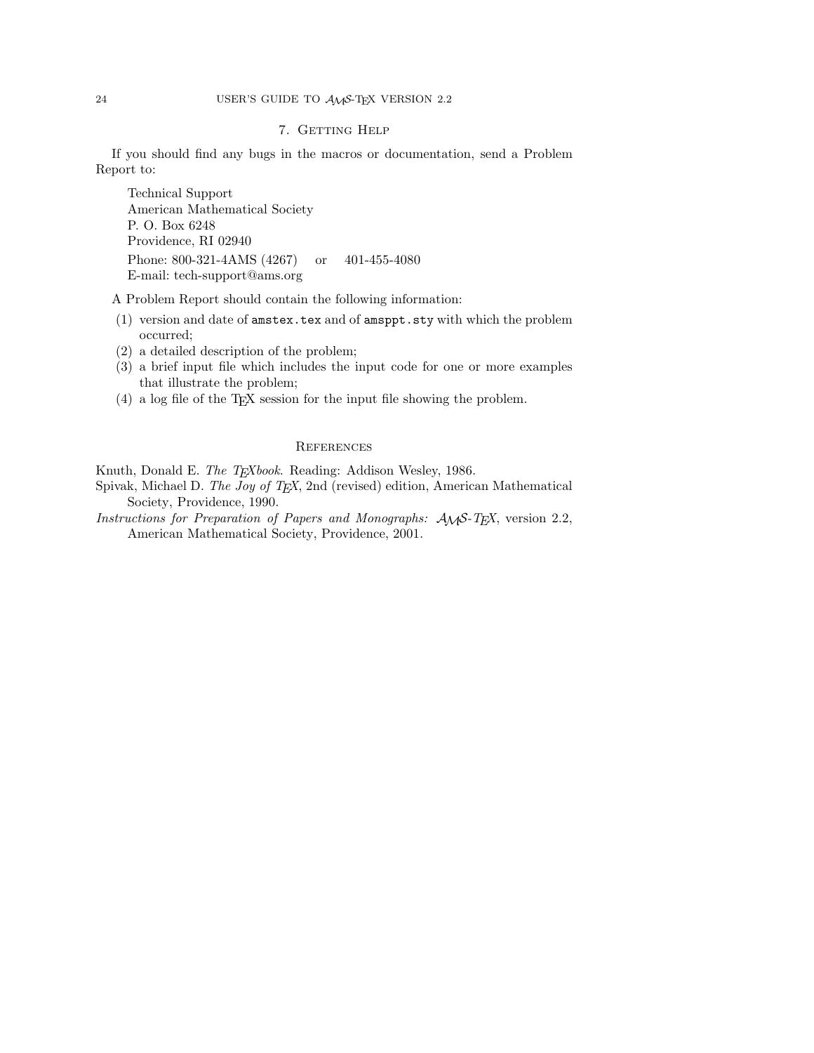## 7. Getting Help

If you should find any bugs in the macros or documentation, send a Problem Report to:

> Technical Support
> American Mathematical Society
> P. O. Box 6248
> Providence, RI 02940
> Phone: 800-321-4AMS (4267)     or     401-455-4080
> E-mail: tech-support@ams.org

A Problem Report should contain the following information:

1. version and date of `amstex.tex` and of `amsppt.sty` with which the problem occurred;
2. a detailed description of the problem;
3. a brief input file which includes the input code for one or more examples that illustrate the problem;
4. a log file of the TeX session for the input file showing the problem.

## References

Knuth, Donald E. *The TeXbook*. Reading: Addison Wesley, 1986.

Spivak, Michael D. *The Joy of TeX*, 2nd (revised) edition, American Mathematical Society, Providence, 1990.

*Instructions for Preparation of Papers and Monographs: AMS-TeX*, version 2.2, American Mathematical Society, Providence, 2001.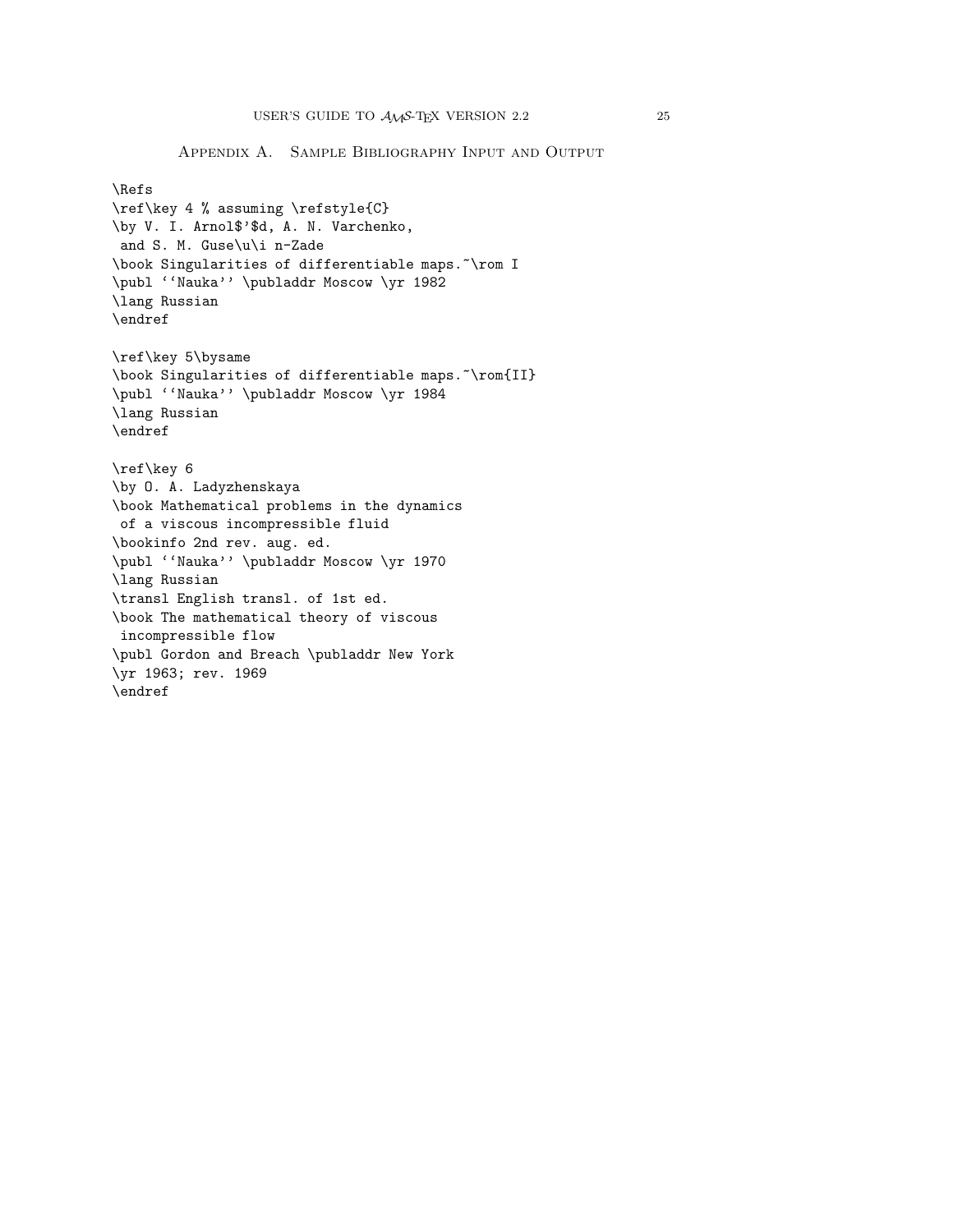## Appendix A. Sample Bibliography Input and Output

```
\Refs
\ref\key 4 % assuming \refstyle{C}
\by V. I. Arnol$'$d, A. N. Varchenko,
 and S. M. Guse\u\i n-Zade
\book Singularities of differentiable maps.~\rom I
\publ ``Nauka'' \publaddr Moscow \yr 1982
\lang Russian
\endref

\ref\key 5\bysame
\book Singularities of differentiable maps.~\rom{II}
\publ ``Nauka'' \publaddr Moscow \yr 1984
\lang Russian
\endref

\ref\key 6
\by O. A. Ladyzhenskaya
\book Mathematical problems in the dynamics
 of a viscous incompressible fluid
\bookinfo 2nd rev. aug. ed.
\publ ``Nauka'' \publaddr Moscow \yr 1970
\lang Russian
\transl English transl. of 1st ed.
\book The mathematical theory of viscous
 incompressible flow
\publ Gordon and Breach \publaddr New York
\yr 1963; rev. 1969
\endref
```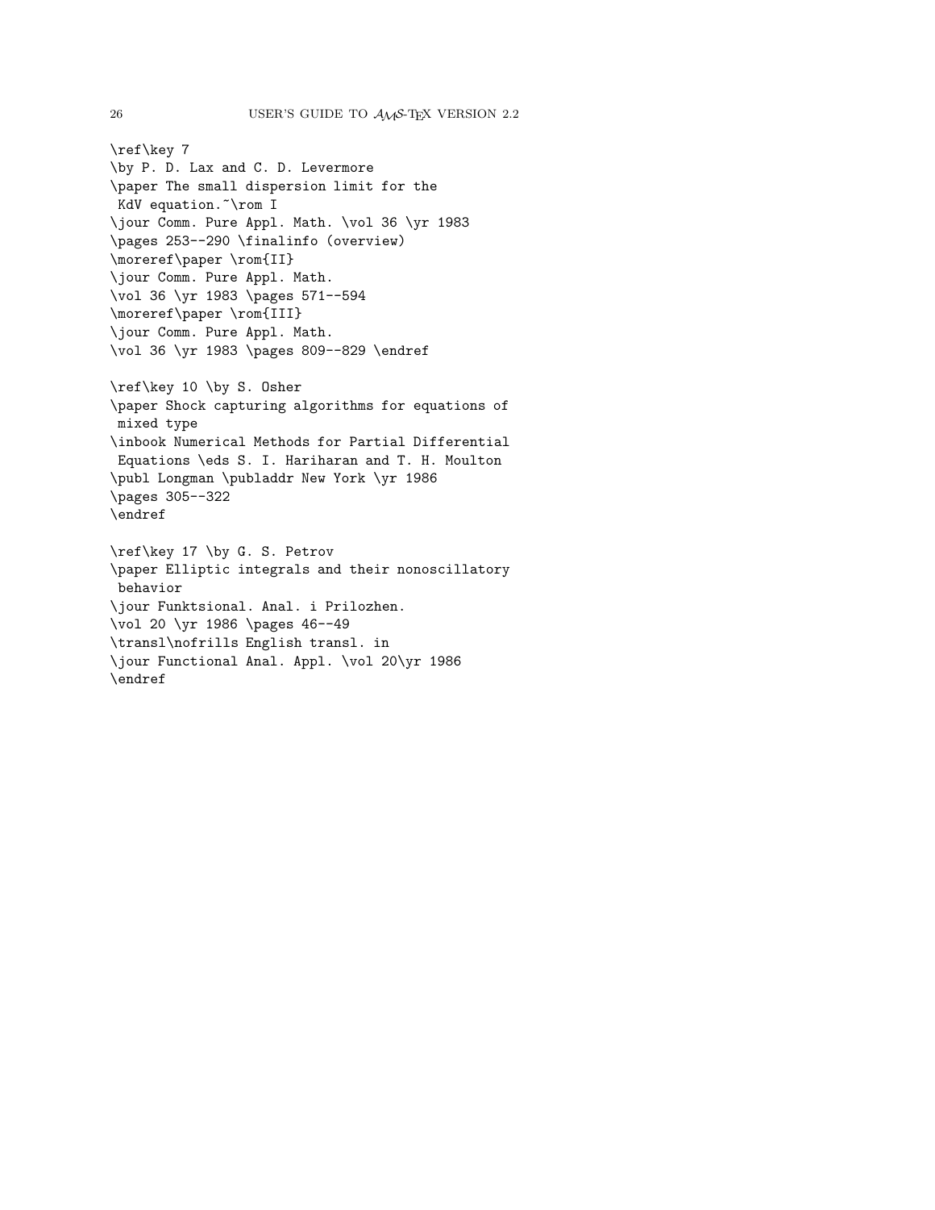```
\ref\key 7
\by P. D. Lax and C. D. Levermore
\paper The small dispersion limit for the
 KdV equation.~\rom I
\jour Comm. Pure Appl. Math. \vol 36 \yr 1983
\pages 253--290 \finalinfo (overview)
\moreref\paper \rom{II}
\jour Comm. Pure Appl. Math.
\vol 36 \yr 1983 \pages 571--594
\moreref\paper \rom{III}
\jour Comm. Pure Appl. Math.
\vol 36 \yr 1983 \pages 809--829 \endref

\ref\key 10 \by S. Osher
\paper Shock capturing algorithms for equations of
 mixed type
\inbook Numerical Methods for Partial Differential
 Equations \eds S. I. Hariharan and T. H. Moulton
\publ Longman \publaddr New York \yr 1986
\pages 305--322
\endref

\ref\key 17 \by G. S. Petrov
\paper Elliptic integrals and their nonoscillatory
 behavior
\jour Funktsional. Anal. i Prilozhen.
\vol 20 \yr 1986 \pages 46--49
\transl\nofrills English transl. in
\jour Functional Anal. Appl. \vol 20\yr 1986
\endref
```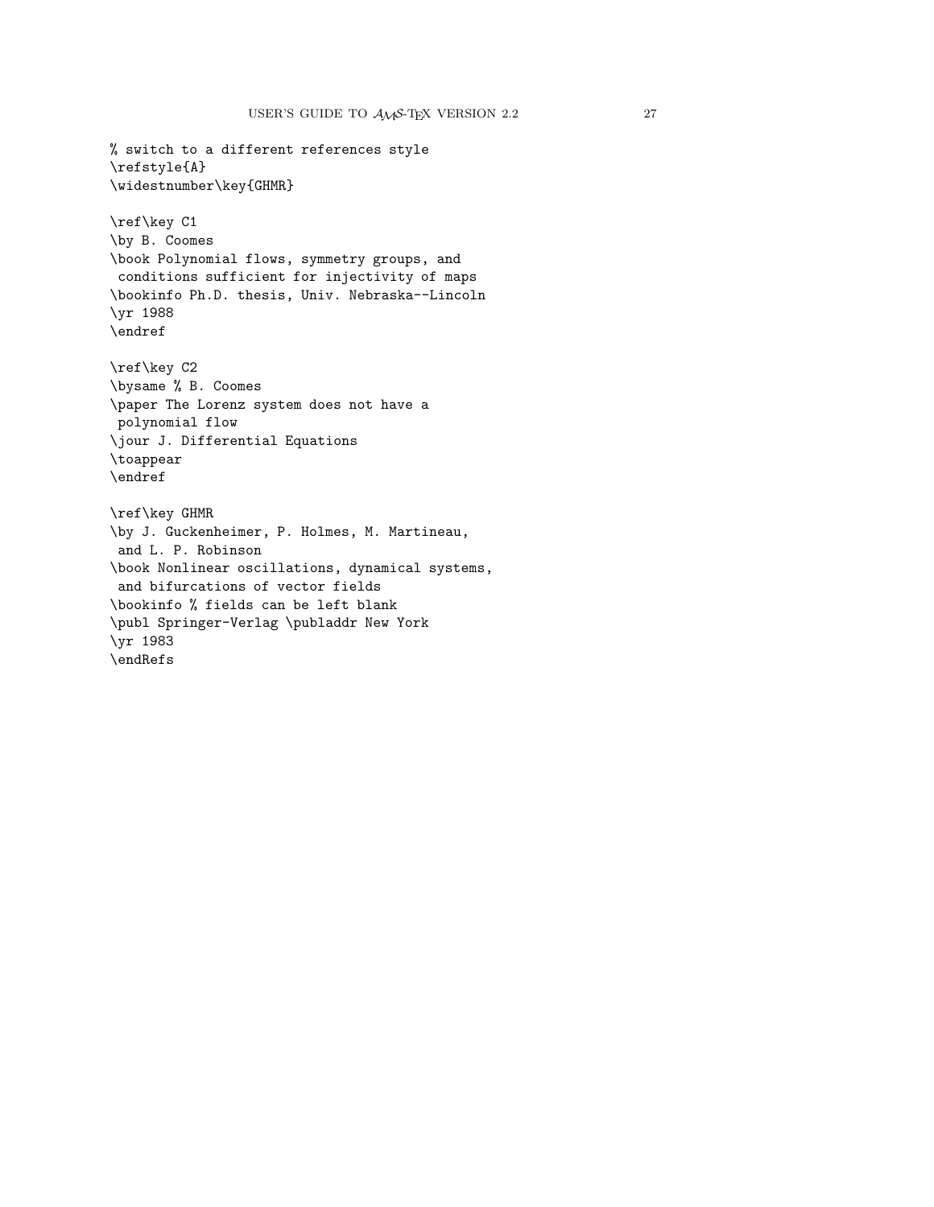```
% switch to a different references style
\refstyle{A}
\widestnumber\key{GHMR}

\ref\key C1
\by B. Coomes
\book Polynomial flows, symmetry groups, and
 conditions sufficient for injectivity of maps
\bookinfo Ph.D. thesis, Univ. Nebraska--Lincoln
\yr 1988
\endref

\ref\key C2
\bysame % B. Coomes
\paper The Lorenz system does not have a
 polynomial flow
\jour J. Differential Equations
\toappear
\endref

\ref\key GHMR
\by J. Guckenheimer, P. Holmes, M. Martineau,
 and L. P. Robinson
\book Nonlinear oscillations, dynamical systems,
 and bifurcations of vector fields
\bookinfo % fields can be left blank
\publ Springer-Verlag \publaddr New York
\yr 1983
\endRefs
```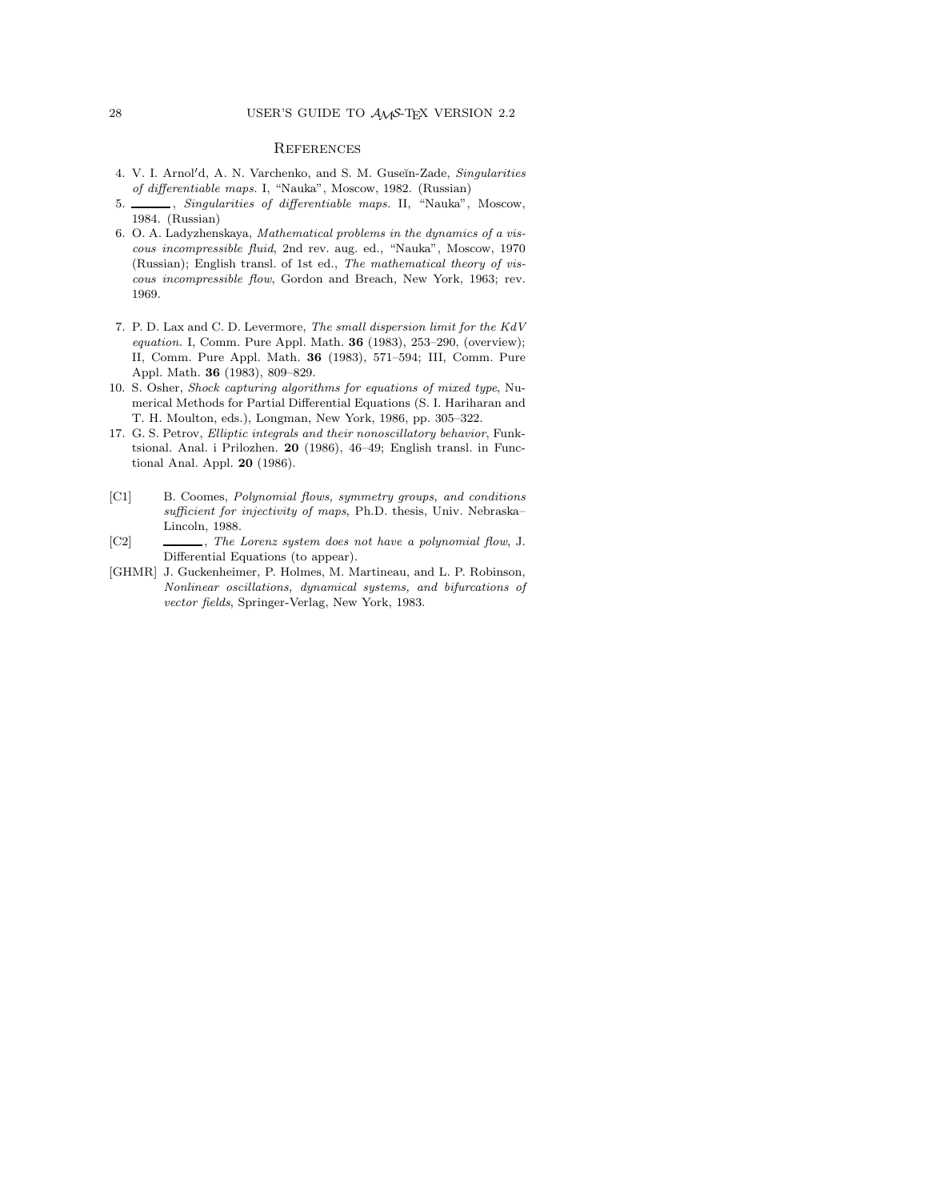## References

4. V. I. Arnol′d, A. N. Varchenko, and S. M. Guseĭn-Zade, *Singularities of differentiable maps.* I, "Nauka", Moscow, 1982. (Russian)
5. ______, *Singularities of differentiable maps.* II, "Nauka", Moscow, 1984. (Russian)
6. O. A. Ladyzhenskaya, *Mathematical problems in the dynamics of a viscous incompressible fluid*, 2nd rev. aug. ed., "Nauka", Moscow, 1970 (Russian); English transl. of 1st ed., *The mathematical theory of viscous incompressible flow*, Gordon and Breach, New York, 1963; rev. 1969.

7. P. D. Lax and C. D. Levermore, *The small dispersion limit for the KdV equation.* I, Comm. Pure Appl. Math. **36** (1983), 253–290, (overview); II, Comm. Pure Appl. Math. **36** (1983), 571–594; III, Comm. Pure Appl. Math. **36** (1983), 809–829.
10. S. Osher, *Shock capturing algorithms for equations of mixed type*, Numerical Methods for Partial Differential Equations (S. I. Hariharan and T. H. Moulton, eds.), Longman, New York, 1986, pp. 305–322.
17. G. S. Petrov, *Elliptic integrals and their nonoscillatory behavior*, Funktsional. Anal. i Prilozhen. **20** (1986), 46–49; English transl. in Functional Anal. Appl. **20** (1986).

[C1] B. Coomes, *Polynomial flows, symmetry groups, and conditions sufficient for injectivity of maps*, Ph.D. thesis, Univ. Nebraska–Lincoln, 1988.

[C2] ______, *The Lorenz system does not have a polynomial flow*, J. Differential Equations (to appear).

[GHMR] J. Guckenheimer, P. Holmes, M. Martineau, and L. P. Robinson, *Nonlinear oscillations, dynamical systems, and bifurcations of vector fields*, Springer-Verlag, New York, 1983.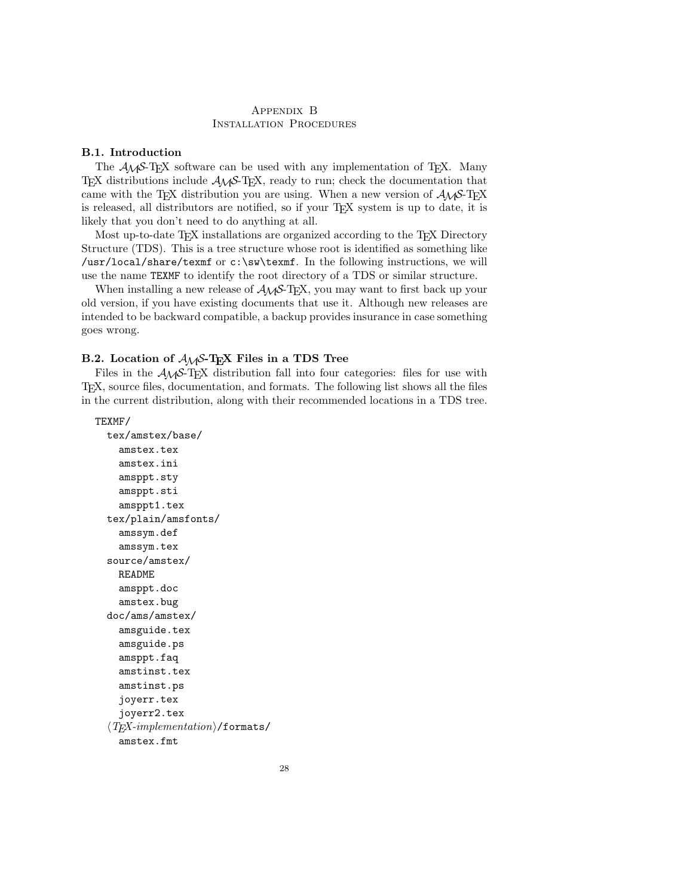# Appendix B
# Installation Procedures

## B.1. Introduction

The AMS-TeX software can be used with any implementation of TeX. Many TeX distributions include AMS-TeX, ready to run; check the documentation that came with the TeX distribution you are using. When a new version of AMS-TeX is released, all distributors are notified, so if your TeX system is up to date, it is likely that you don't need to do anything at all.

Most up-to-date TeX installations are organized according to the TeX Directory Structure (TDS). This is a tree structure whose root is identified as something like `/usr/local/share/texmf` or `c:\sw\texmf`. In the following instructions, we will use the name `TEXMF` to identify the root directory of a TDS or similar structure.

When installing a new release of AMS-TeX, you may want to first back up your old version, if you have existing documents that use it. Although new releases are intended to be backward compatible, a backup provides insurance in case something goes wrong.

## B.2. Location of AMS-TeX Files in a TDS Tree

Files in the AMS-TeX distribution fall into four categories: files for use with TeX, source files, documentation, and formats. The following list shows all the files in the current distribution, along with their recommended locations in a TDS tree.

```
TEXMF/
  tex/amstex/base/
    amstex.tex
    amstex.ini
    amsppt.sty
    amsppt.sti
    amsppt1.tex
  tex/plain/amsfonts/
    amssym.def
    amssym.tex
  source/amstex/
    README
    amsppt.doc
    amstex.bug
  doc/ams/amstex/
    amsguide.tex
    amsguide.ps
    amsppt.faq
    amstinst.tex
    amstinst.ps
    joyerr.tex
    joyerr2.tex
  ⟨TeX-implementation⟩/formats/
    amstex.fmt
```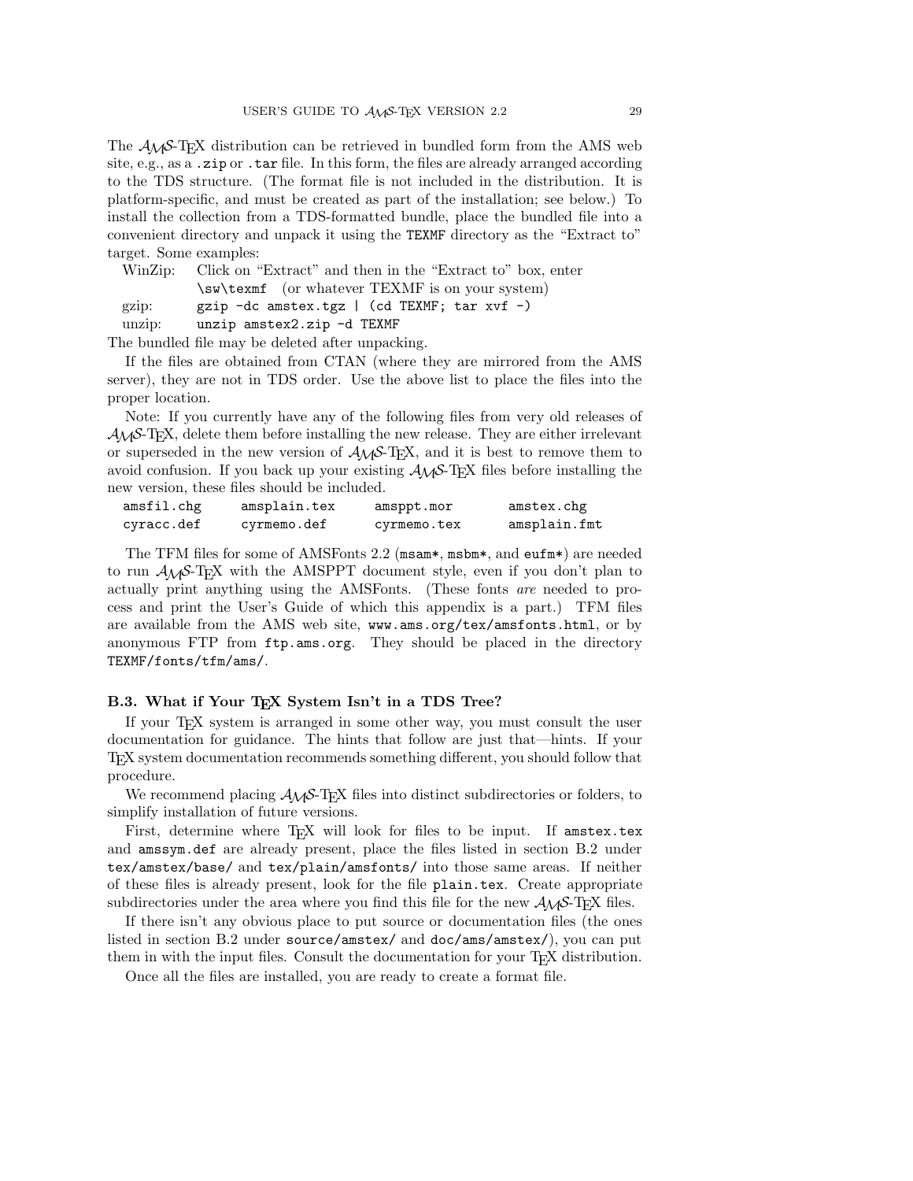The AMS-TeX distribution can be retrieved in bundled form from the AMS web site, e.g., as a `.zip` or `.tar` file. In this form, the files are already arranged according to the TDS structure. (The format file is not included in the distribution. It is platform-specific, and must be created as part of the installation; see below.) To install the collection from a TDS-formatted bundle, place the bundled file into a convenient directory and unpack it using the `TEXMF` directory as the "Extract to" target. Some examples:

| | |
|---|---|
| WinZip: | Click on "Extract" and then in the "Extract to" box, enter `\sw\texmf` (or whatever TEXMF is on your system) |
| gzip: | `gzip -dc amstex.tgz \| (cd TEXMF; tar xvf -)` |
| unzip: | `unzip amstex2.zip -d TEXMF` |

The bundled file may be deleted after unpacking.

If the files are obtained from CTAN (where they are mirrored from the AMS server), they are not in TDS order. Use the above list to place the files into the proper location.

Note: If you currently have any of the following files from very old releases of AMS-TeX, delete them before installing the new release. They are either irrelevant or superseded in the new version of AMS-TeX, and it is best to remove them to avoid confusion. If you back up your existing AMS-TeX files before installing the new version, these files should be included.

```
amsfil.chg     amsplain.tex     amsppt.mor      amstex.chg
cyracc.def     cyrmemo.def      cyrmemo.tex     amsplain.fmt
```

The TFM files for some of AMSFonts 2.2 (`msam*`, `msbm*`, and `eufm*`) are needed to run AMS-TeX with the AMSPPT document style, even if you don't plan to actually print anything using the AMSFonts. (These fonts *are* needed to process and print the User's Guide of which this appendix is a part.) TFM files are available from the AMS web site, `www.ams.org/tex/amsfonts.html`, or by anonymous FTP from `ftp.ams.org`. They should be placed in the directory `TEXMF/fonts/tfm/ams/`.

### B.3. What if Your TeX System Isn't in a TDS Tree?

If your TeX system is arranged in some other way, you must consult the user documentation for guidance. The hints that follow are just that—hints. If your TeX system documentation recommends something different, you should follow that procedure.

We recommend placing AMS-TeX files into distinct subdirectories or folders, to simplify installation of future versions.

First, determine where TeX will look for files to be input. If `amstex.tex` and `amssym.def` are already present, place the files listed in section B.2 under `tex/amstex/base/` and `tex/plain/amsfonts/` into those same areas. If neither of these files is already present, look for the file `plain.tex`. Create appropriate subdirectories under the area where you find this file for the new AMS-TeX files.

If there isn't any obvious place to put source or documentation files (the ones listed in section B.2 under `source/amstex/` and `doc/ams/amstex/`), you can put them in with the input files. Consult the documentation for your TeX distribution.

Once all the files are installed, you are ready to create a format file.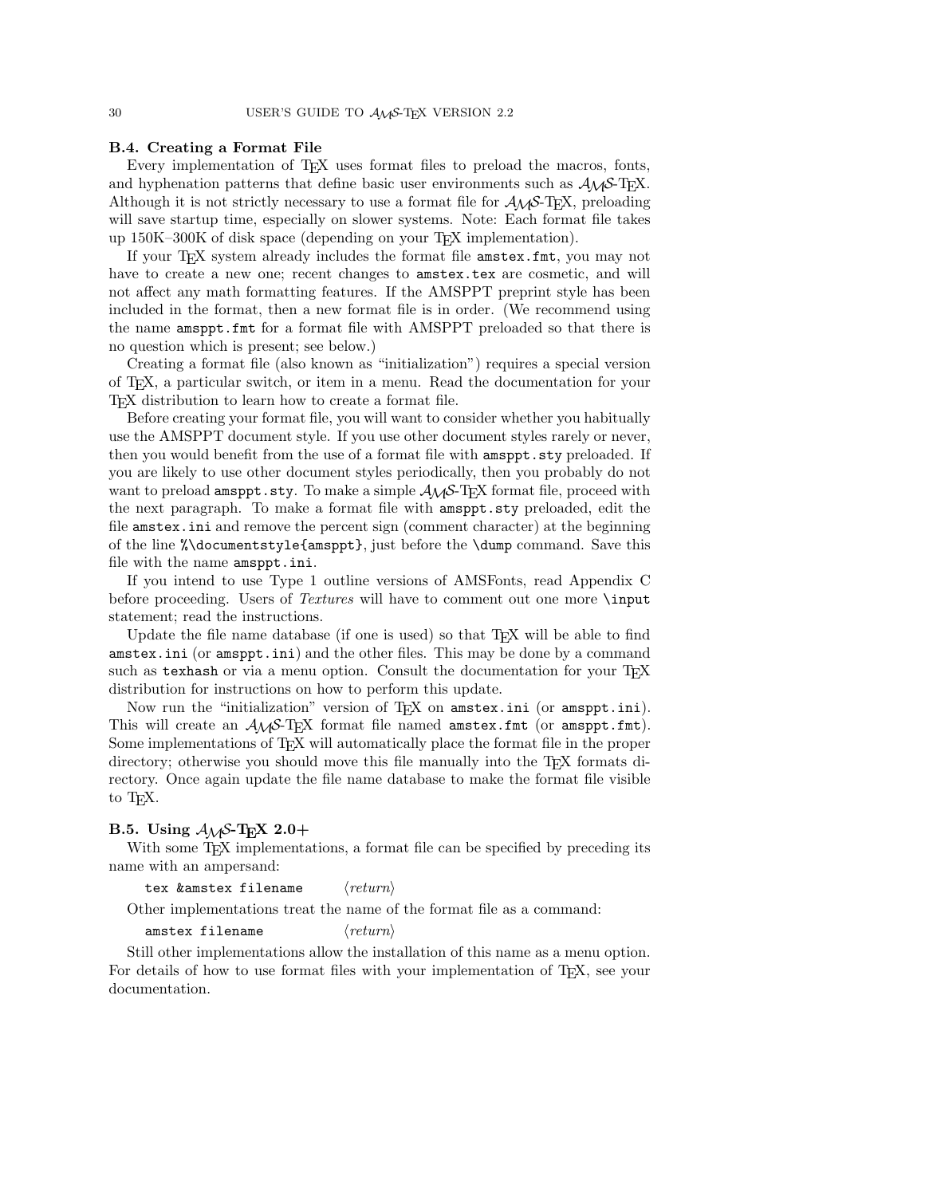### B.4. Creating a Format File

Every implementation of TeX uses format files to preload the macros, fonts, and hyphenation patterns that define basic user environments such as AMS-TeX. Although it is not strictly necessary to use a format file for AMS-TeX, preloading will save startup time, especially on slower systems. Note: Each format file takes up 150K–300K of disk space (depending on your TeX implementation).

If your TeX system already includes the format file `amstex.fmt`, you may not have to create a new one; recent changes to `amstex.tex` are cosmetic, and will not affect any math formatting features. If the AMSPPT preprint style has been included in the format, then a new format file is in order. (We recommend using the name `amsppt.fmt` for a format file with AMSPPT preloaded so that there is no question which is present; see below.)

Creating a format file (also known as "initialization") requires a special version of TeX, a particular switch, or item in a menu. Read the documentation for your TeX distribution to learn how to create a format file.

Before creating your format file, you will want to consider whether you habitually use the AMSPPT document style. If you use other document styles rarely or never, then you would benefit from the use of a format file with `amsppt.sty` preloaded. If you are likely to use other document styles periodically, then you probably do not want to preload `amsppt.sty`. To make a simple AMS-TeX format file, proceed with the next paragraph. To make a format file with `amsppt.sty` preloaded, edit the file `amstex.ini` and remove the percent sign (comment character) at the beginning of the line `%\documentstyle{amsppt}`, just before the `\dump` command. Save this file with the name `amsppt.ini`.

If you intend to use Type 1 outline versions of AMSFonts, read Appendix C before proceeding. Users of *Textures* will have to comment out one more `\input` statement; read the instructions.

Update the file name database (if one is used) so that TeX will be able to find `amstex.ini` (or `amsppt.ini`) and the other files. This may be done by a command such as `texhash` or via a menu option. Consult the documentation for your TeX distribution for instructions on how to perform this update.

Now run the "initialization" version of TeX on `amstex.ini` (or `amsppt.ini`). This will create an AMS-TeX format file named `amstex.fmt` (or `amsppt.fmt`). Some implementations of TeX will automatically place the format file in the proper directory; otherwise you should move this file manually into the TeX formats directory. Once again update the file name database to make the format file visible to TeX.

### B.5. Using AMS-TeX 2.0+

With some TeX implementations, a format file can be specified by preceding its name with an ampersand:

```
tex &amstex filename        ⟨return⟩
```

Other implementations treat the name of the format file as a command:

```
amstex filename             ⟨return⟩
```

Still other implementations allow the installation of this name as a menu option. For details of how to use format files with your implementation of TeX, see your documentation.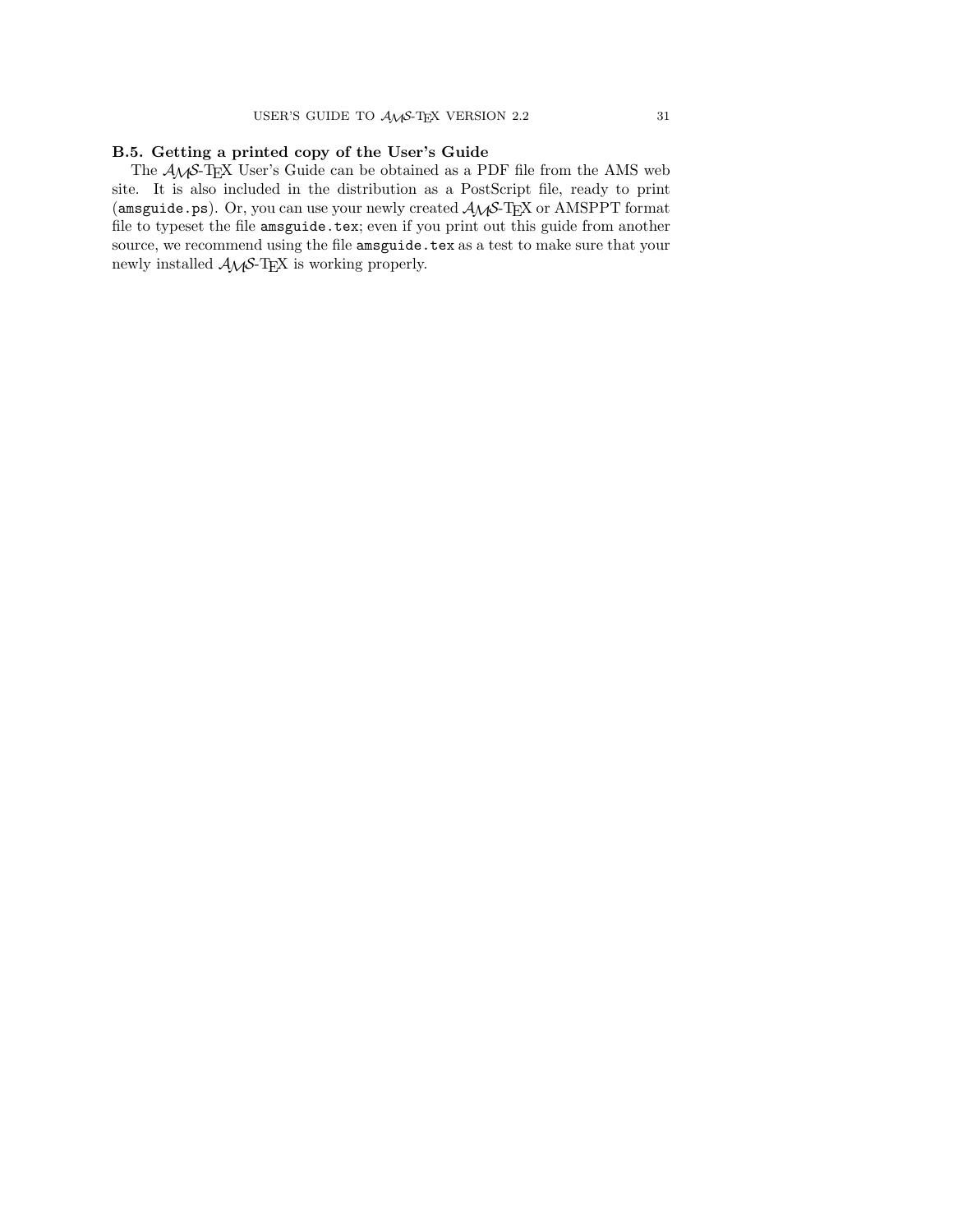### B.5. Getting a printed copy of the User's Guide

The AMS-TeX User's Guide can be obtained as a PDF file from the AMS web site. It is also included in the distribution as a PostScript file, ready to print (`amsguide.ps`). Or, you can use your newly created AMS-TeX or AMSPPT format file to typeset the file `amsguide.tex`; even if you print out this guide from another source, we recommend using the file `amsguide.tex` as a test to make sure that your newly installed AMS-TeX is working properly.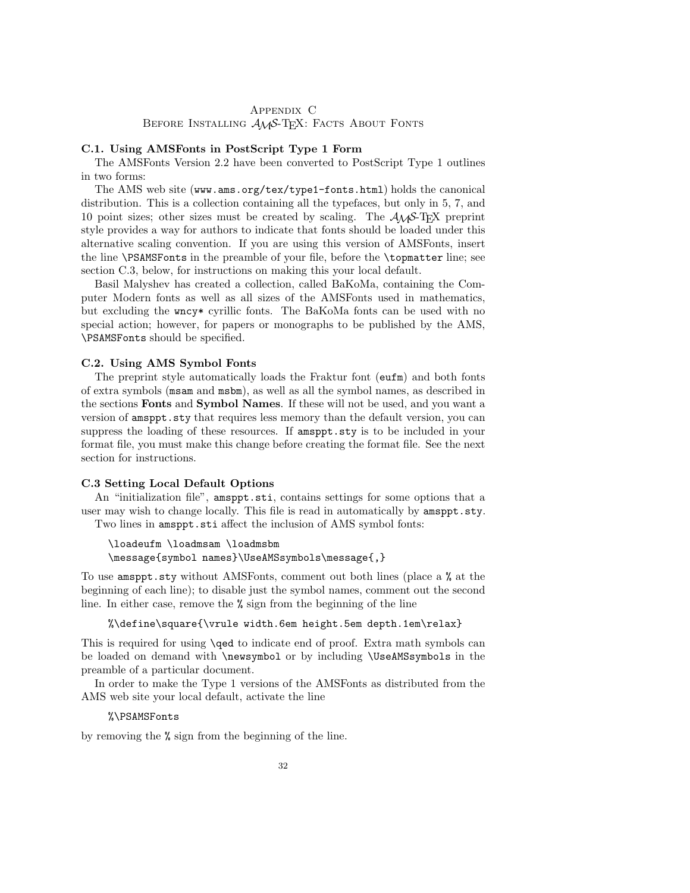# Appendix C
# Before Installing AMS-TeX: Facts About Fonts

### C.1. Using AMSFonts in PostScript Type 1 Form

The AMSFonts Version 2.2 have been converted to PostScript Type 1 outlines in two forms:

The AMS web site (`www.ams.org/tex/type1-fonts.html`) holds the canonical distribution. This is a collection containing all the typefaces, but only in 5, 7, and 10 point sizes; other sizes must be created by scaling. The AMS-TeX preprint style provides a way for authors to indicate that fonts should be loaded under this alternative scaling convention. If you are using this version of AMSFonts, insert the line `\PSAMSFonts` in the preamble of your file, before the `\topmatter` line; see section C.3, below, for instructions on making this your local default.

Basil Malyshev has created a collection, called BaKoMa, containing the Computer Modern fonts as well as all sizes of the AMSFonts used in mathematics, but excluding the `wncy*` cyrillic fonts. The BaKoMa fonts can be used with no special action; however, for papers or monographs to be published by the AMS, `\PSAMSFonts` should be specified.

### C.2. Using AMS Symbol Fonts

The preprint style automatically loads the Fraktur font (`eufm`) and both fonts of extra symbols (`msam` and `msbm`), as well as all the symbol names, as described in the sections **Fonts** and **Symbol Names**. If these will not be used, and you want a version of `amsppt.sty` that requires less memory than the default version, you can suppress the loading of these resources. If `amsppt.sty` is to be included in your format file, you must make this change before creating the format file. See the next section for instructions.

### C.3 Setting Local Default Options

An "initialization file", `amsppt.sti`, contains settings for some options that a user may wish to change locally. This file is read in automatically by `amsppt.sty`.

Two lines in `amsppt.sti` affect the inclusion of AMS symbol fonts:

```
\loadeufm \loadmsam \loadmsbm
\message{symbol names}\UseAMSsymbols\message{,}
```

To use `amsppt.sty` without AMSFonts, comment out both lines (place a `%` at the beginning of each line); to disable just the symbol names, comment out the second line. In either case, remove the `%` sign from the beginning of the line

```
%\define\square{\vrule width.6em height.5em depth.1em\relax}
```

This is required for using `\qed` to indicate end of proof. Extra math symbols can be loaded on demand with `\newsymbol` or by including `\UseAMSsymbols` in the preamble of a particular document.

In order to make the Type 1 versions of the AMSFonts as distributed from the AMS web site your local default, activate the line

```
%\PSAMSFonts
```

by removing the `%` sign from the beginning of the line.